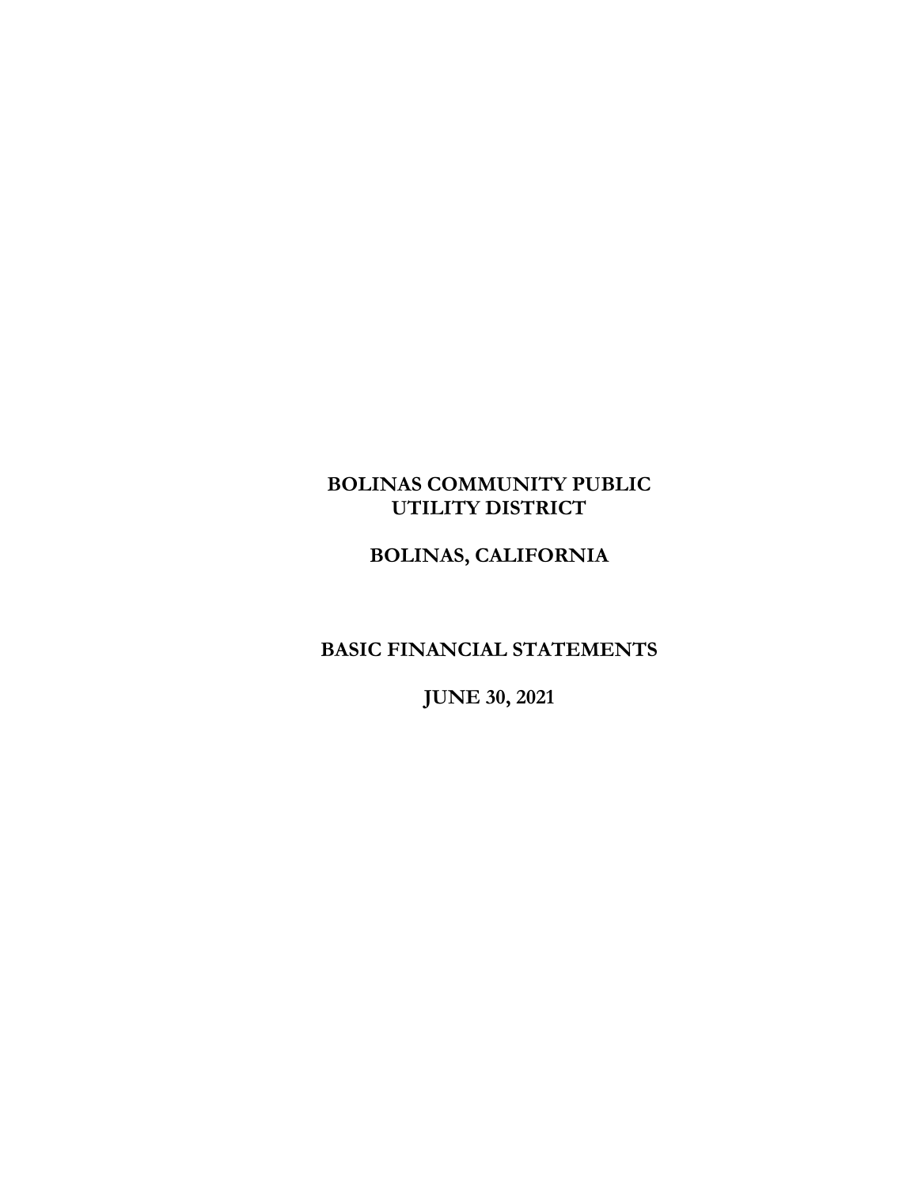# BOLINAS COMMUNITY PUBLIC UTILITY DISTRICT

## BOLINAS, CALIFORNIA

## BASIC FINANCIAL STATEMENTS

## JUNE 30, 2021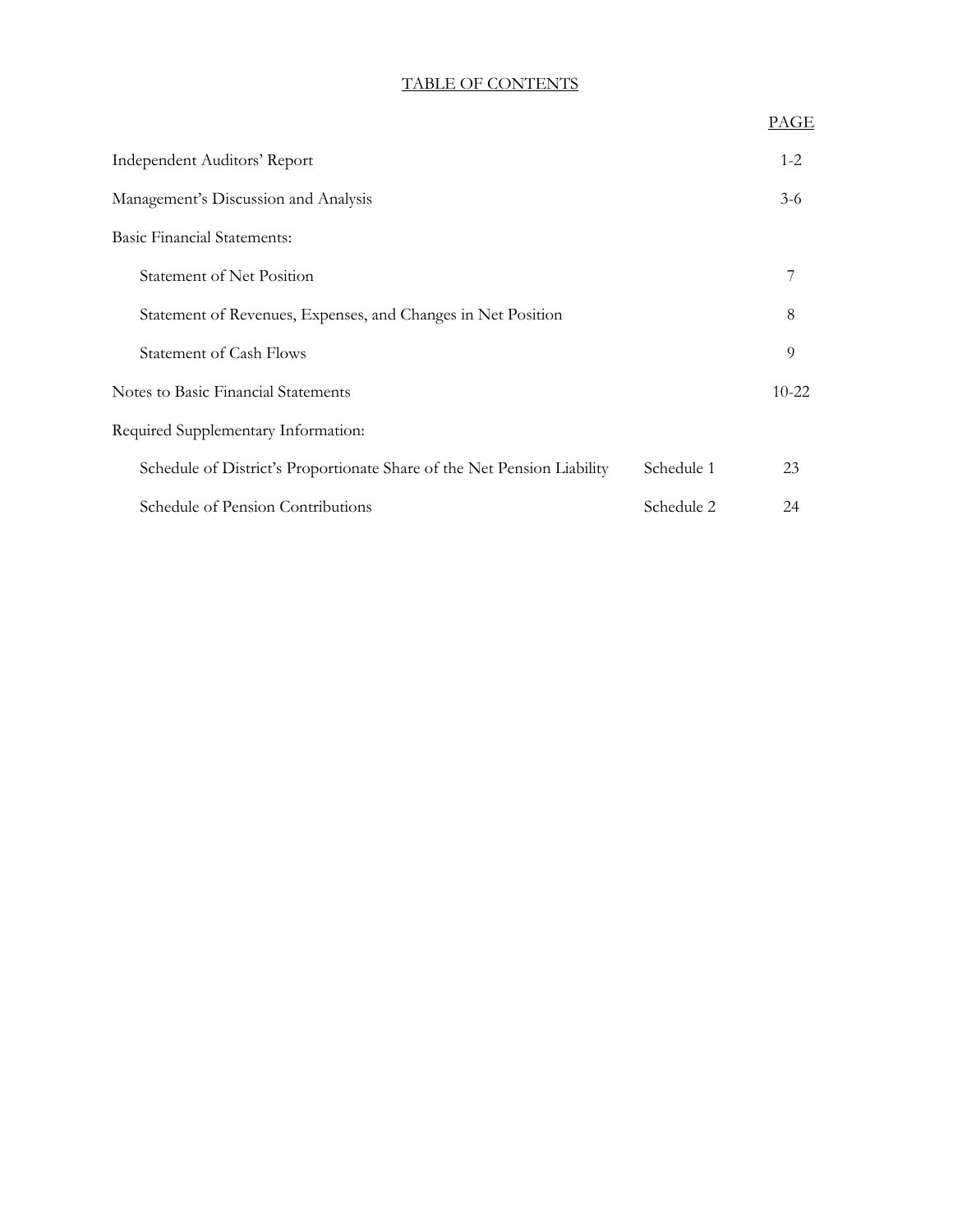# TABLE OF CONTENTS

| | | PAGE |
|---|---|---|
| Independent Auditors' Report | | 1-2 |
| Management's Discussion and Analysis | | 3-6 |
| Basic Financial Statements: | | |
| Statement of Net Position | | 7 |
| Statement of Revenues, Expenses, and Changes in Net Position | | 8 |
| Statement of Cash Flows | | 9 |
| Notes to Basic Financial Statements | | 10-22 |
| Required Supplementary Information: | | |
| Schedule of District's Proportionate Share of the Net Pension Liability | Schedule 1 | 23 |
| Schedule of Pension Contributions | Schedule 2 | 24 |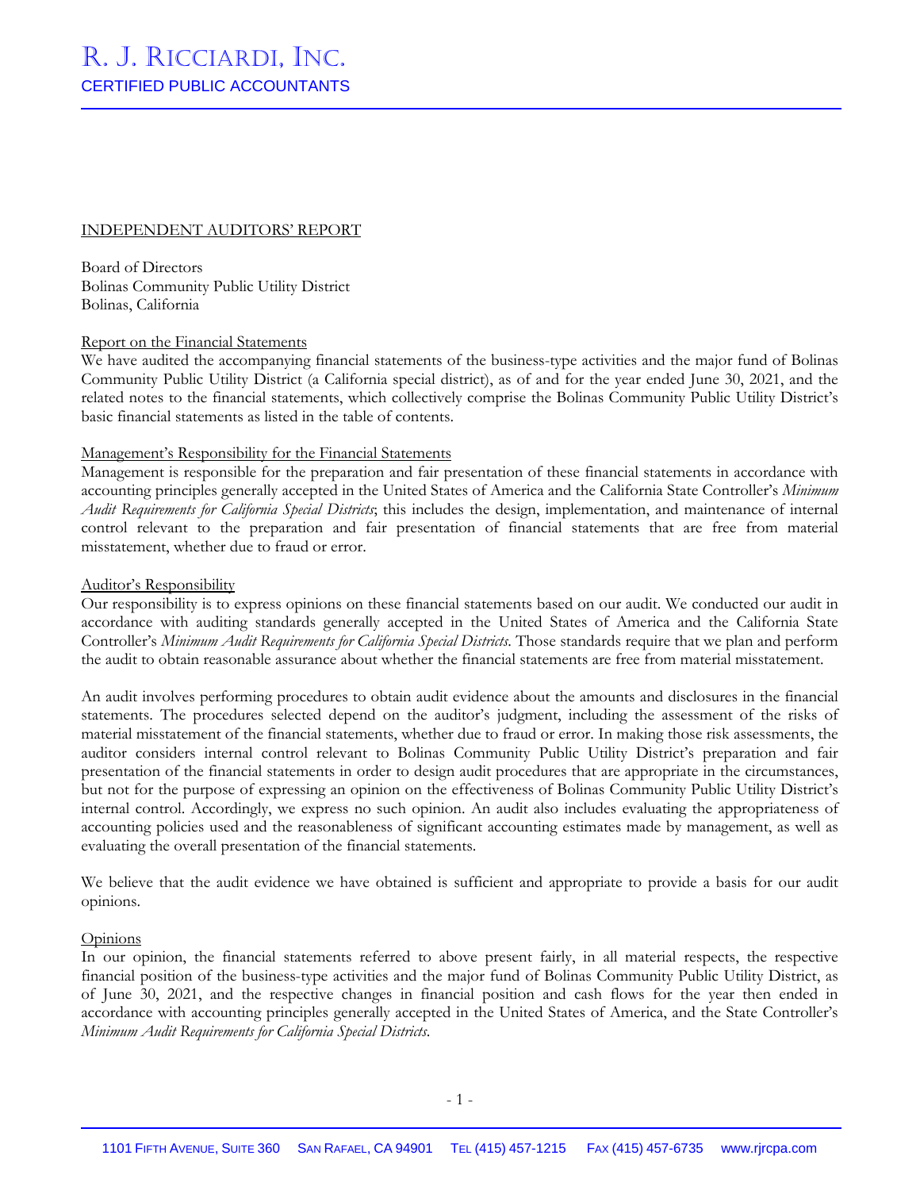# R. J. RICCIARDI, INC.
CERTIFIED PUBLIC ACCOUNTANTS

## INDEPENDENT AUDITORS' REPORT

Board of Directors
Bolinas Community Public Utility District
Bolinas, California

### Report on the Financial Statements

We have audited the accompanying financial statements of the business-type activities and the major fund of Bolinas Community Public Utility District (a California special district), as of and for the year ended June 30, 2021, and the related notes to the financial statements, which collectively comprise the Bolinas Community Public Utility District's basic financial statements as listed in the table of contents.

### Management's Responsibility for the Financial Statements

Management is responsible for the preparation and fair presentation of these financial statements in accordance with accounting principles generally accepted in the United States of America and the California State Controller's *Minimum Audit Requirements for California Special Districts*; this includes the design, implementation, and maintenance of internal control relevant to the preparation and fair presentation of financial statements that are free from material misstatement, whether due to fraud or error.

### Auditor's Responsibility

Our responsibility is to express opinions on these financial statements based on our audit. We conducted our audit in accordance with auditing standards generally accepted in the United States of America and the California State Controller's *Minimum Audit Requirements for California Special Districts*. Those standards require that we plan and perform the audit to obtain reasonable assurance about whether the financial statements are free from material misstatement.

An audit involves performing procedures to obtain audit evidence about the amounts and disclosures in the financial statements. The procedures selected depend on the auditor's judgment, including the assessment of the risks of material misstatement of the financial statements, whether due to fraud or error. In making those risk assessments, the auditor considers internal control relevant to Bolinas Community Public Utility District's preparation and fair presentation of the financial statements in order to design audit procedures that are appropriate in the circumstances, but not for the purpose of expressing an opinion on the effectiveness of Bolinas Community Public Utility District's internal control. Accordingly, we express no such opinion. An audit also includes evaluating the appropriateness of accounting policies used and the reasonableness of significant accounting estimates made by management, as well as evaluating the overall presentation of the financial statements.

We believe that the audit evidence we have obtained is sufficient and appropriate to provide a basis for our audit opinions.

### Opinions

In our opinion, the financial statements referred to above present fairly, in all material respects, the respective financial position of the business-type activities and the major fund of Bolinas Community Public Utility District, as of June 30, 2021, and the respective changes in financial position and cash flows for the year then ended in accordance with accounting principles generally accepted in the United States of America, and the State Controller's *Minimum Audit Requirements for California Special Districts*.

1101 FIFTH AVENUE, SUITE 360 SAN RAFAEL, CA 94901 TEL (415) 457-1215 FAX (415) 457-6735 www.rjrcpa.com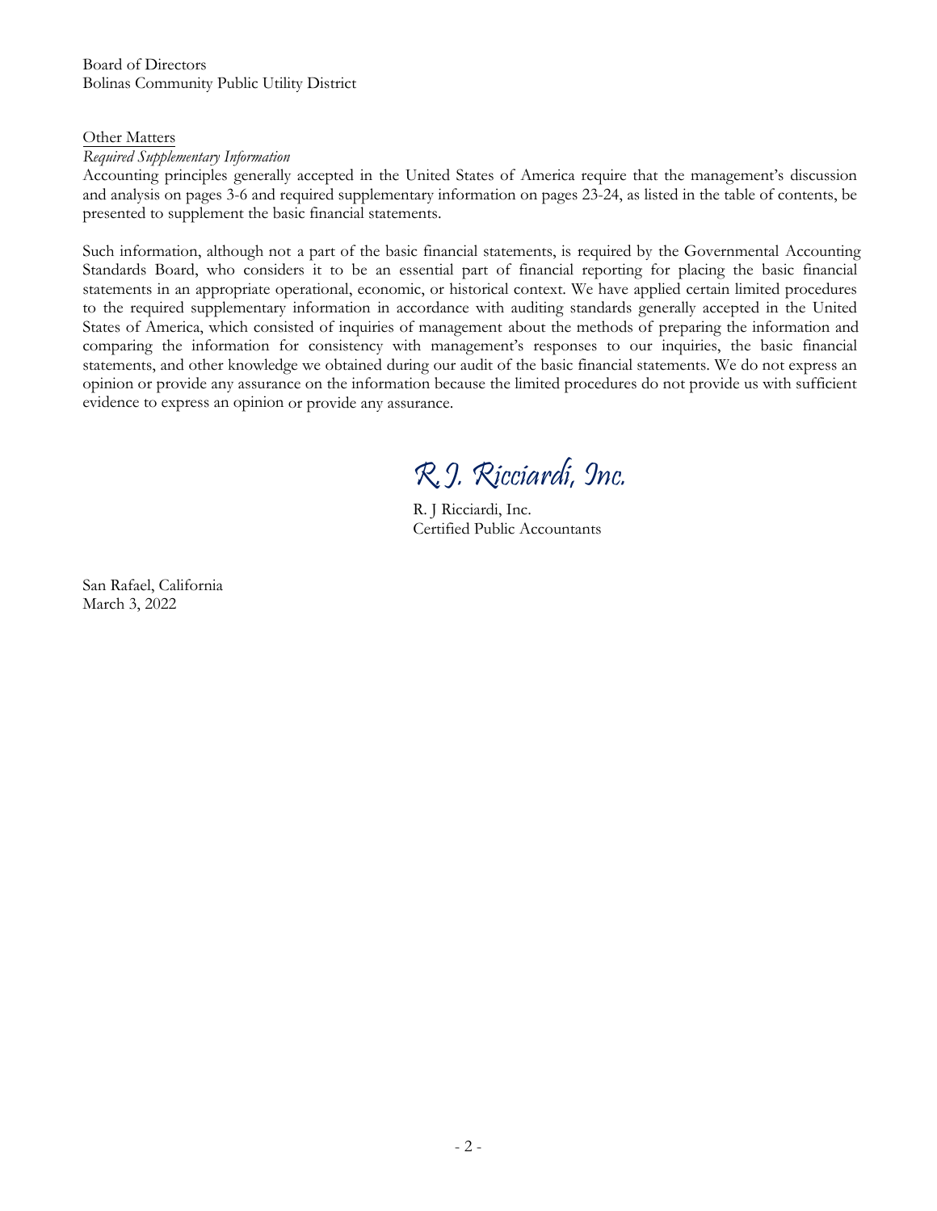Board of Directors
Bolinas Community Public Utility District

Other Matters

*Required Supplementary Information*

Accounting principles generally accepted in the United States of America require that the management's discussion and analysis on pages 3-6 and required supplementary information on pages 23-24, as listed in the table of contents, be presented to supplement the basic financial statements.

Such information, although not a part of the basic financial statements, is required by the Governmental Accounting Standards Board, who considers it to be an essential part of financial reporting for placing the basic financial statements in an appropriate operational, economic, or historical context. We have applied certain limited procedures to the required supplementary information in accordance with auditing standards generally accepted in the United States of America, which consisted of inquiries of management about the methods of preparing the information and comparing the information for consistency with management's responses to our inquiries, the basic financial statements, and other knowledge we obtained during our audit of the basic financial statements. We do not express an opinion or provide any assurance on the information because the limited procedures do not provide us with sufficient evidence to express an opinion or provide any assurance.

*R.J. Ricciardi, Inc.*

R. J Ricciardi, Inc.
Certified Public Accountants

San Rafael, California
March 3, 2022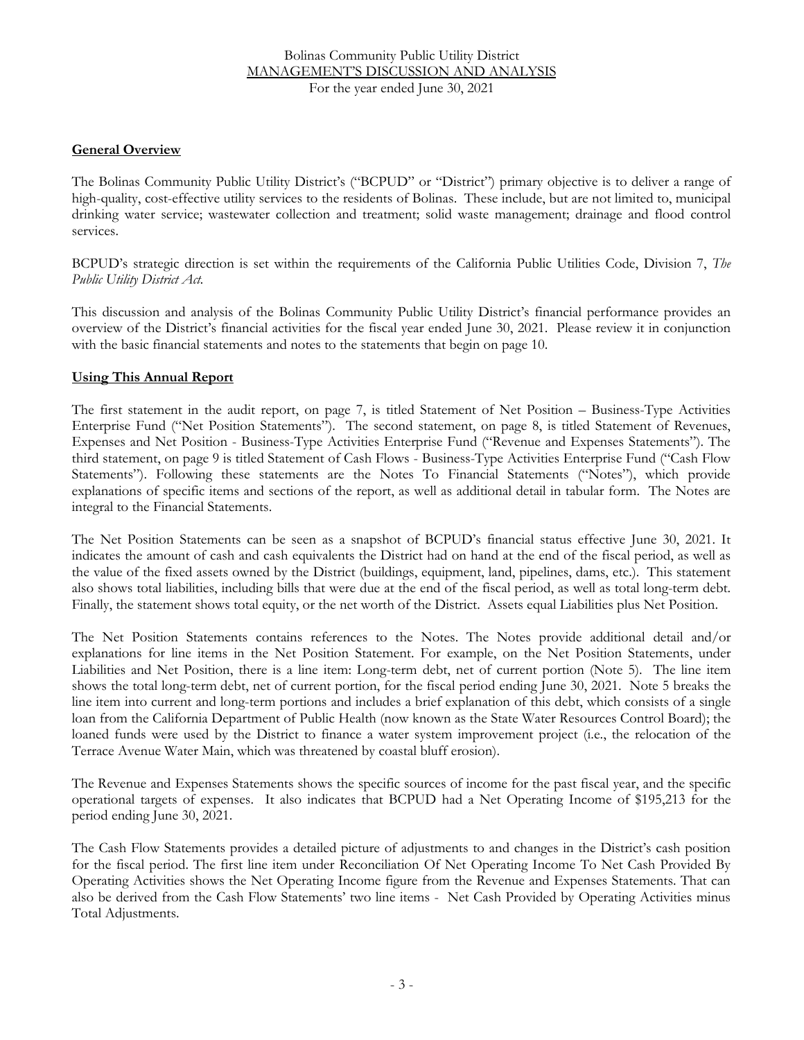Bolinas Community Public Utility District
MANAGEMENT'S DISCUSSION AND ANALYSIS
For the year ended June 30, 2021

**General Overview**

The Bolinas Community Public Utility District's ("BCPUD" or "District") primary objective is to deliver a range of high-quality, cost-effective utility services to the residents of Bolinas. These include, but are not limited to, municipal drinking water service; wastewater collection and treatment; solid waste management; drainage and flood control services.

BCPUD's strategic direction is set within the requirements of the California Public Utilities Code, Division 7, *The Public Utility District Act.*

This discussion and analysis of the Bolinas Community Public Utility District's financial performance provides an overview of the District's financial activities for the fiscal year ended June 30, 2021. Please review it in conjunction with the basic financial statements and notes to the statements that begin on page 10.

**Using This Annual Report**

The first statement in the audit report, on page 7, is titled Statement of Net Position – Business-Type Activities Enterprise Fund ("Net Position Statements"). The second statement, on page 8, is titled Statement of Revenues, Expenses and Net Position - Business-Type Activities Enterprise Fund ("Revenue and Expenses Statements"). The third statement, on page 9 is titled Statement of Cash Flows - Business-Type Activities Enterprise Fund ("Cash Flow Statements"). Following these statements are the Notes To Financial Statements ("Notes"), which provide explanations of specific items and sections of the report, as well as additional detail in tabular form. The Notes are integral to the Financial Statements.

The Net Position Statements can be seen as a snapshot of BCPUD's financial status effective June 30, 2021. It indicates the amount of cash and cash equivalents the District had on hand at the end of the fiscal period, as well as the value of the fixed assets owned by the District (buildings, equipment, land, pipelines, dams, etc.). This statement also shows total liabilities, including bills that were due at the end of the fiscal period, as well as total long-term debt. Finally, the statement shows total equity, or the net worth of the District. Assets equal Liabilities plus Net Position.

The Net Position Statements contains references to the Notes. The Notes provide additional detail and/or explanations for line items in the Net Position Statement. For example, on the Net Position Statements, under Liabilities and Net Position, there is a line item: Long-term debt, net of current portion (Note 5). The line item shows the total long-term debt, net of current portion, for the fiscal period ending June 30, 2021. Note 5 breaks the line item into current and long-term portions and includes a brief explanation of this debt, which consists of a single loan from the California Department of Public Health (now known as the State Water Resources Control Board); the loaned funds were used by the District to finance a water system improvement project (i.e., the relocation of the Terrace Avenue Water Main, which was threatened by coastal bluff erosion).

The Revenue and Expenses Statements shows the specific sources of income for the past fiscal year, and the specific operational targets of expenses. It also indicates that BCPUD had a Net Operating Income of $195,213 for the period ending June 30, 2021.

The Cash Flow Statements provides a detailed picture of adjustments to and changes in the District's cash position for the fiscal period. The first line item under Reconciliation Of Net Operating Income To Net Cash Provided By Operating Activities shows the Net Operating Income figure from the Revenue and Expenses Statements. That can also be derived from the Cash Flow Statements' two line items - Net Cash Provided by Operating Activities minus Total Adjustments.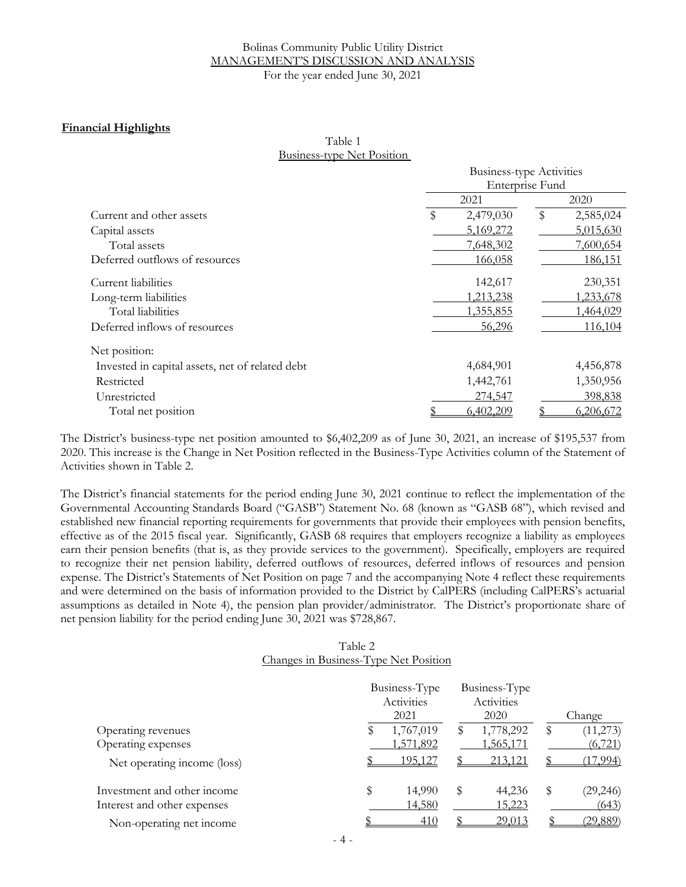Bolinas Community Public Utility District
MANAGEMENT'S DISCUSSION AND ANALYSIS
For the year ended June 30, 2021

**Financial Highlights**

Table 1
Business-type Net Position

| | Business-type Activities Enterprise Fund | |
|---|---|---|
| | 2021 | 2020 |
| Current and other assets | $ 2,479,030 | $ 2,585,024 |
| Capital assets | 5,169,272 | 5,015,630 |
| Total assets | 7,648,302 | 7,600,654 |
| Deferred outflows of resources | 166,058 | 186,151 |
| Current liabilities | 142,617 | 230,351 |
| Long-term liabilities | 1,213,238 | 1,233,678 |
| Total liabilities | 1,355,855 | 1,464,029 |
| Deferred inflows of resources | 56,296 | 116,104 |
| Net position: | | |
| Invested in capital assets, net of related debt | 4,684,901 | 4,456,878 |
| Restricted | 1,442,761 | 1,350,956 |
| Unrestricted | 274,547 | 398,838 |
| Total net position | $ 6,402,209 | $ 6,206,672 |

The District's business-type net position amounted to $6,402,209 as of June 30, 2021, an increase of $195,537 from 2020. This increase is the Change in Net Position reflected in the Business-Type Activities column of the Statement of Activities shown in Table 2.

The District's financial statements for the period ending June 30, 2021 continue to reflect the implementation of the Governmental Accounting Standards Board ("GASB") Statement No. 68 (known as "GASB 68"), which revised and established new financial reporting requirements for governments that provide their employees with pension benefits, effective as of the 2015 fiscal year. Significantly, GASB 68 requires that employers recognize a liability as employees earn their pension benefits (that is, as they provide services to the government). Specifically, employers are required to recognize their net pension liability, deferred outflows of resources, deferred inflows of resources and pension expense. The District's Statements of Net Position on page 7 and the accompanying Note 4 reflect these requirements and were determined on the basis of information provided to the District by CalPERS (including CalPERS's actuarial assumptions as detailed in Note 4), the pension plan provider/administrator. The District's proportionate share of net pension liability for the period ending June 30, 2021 was $728,867.

Table 2
Changes in Business-Type Net Position

| | Business-Type Activities 2021 | Business-Type Activities 2020 | Change |
|---|---|---|---|
| Operating revenues | $ 1,767,019 | $ 1,778,292 | $ (11,273) |
| Operating expenses | 1,571,892 | 1,565,171 | (6,721) |
| Net operating income (loss) | $ 195,127 | $ 213,121 | $ (17,994) |
| Investment and other income | $ 14,990 | $ 44,236 | $ (29,246) |
| Interest and other expenses | 14,580 | 15,223 | (643) |
| Non-operating net income | $ 410 | $ 29,013 | $ (29,889) |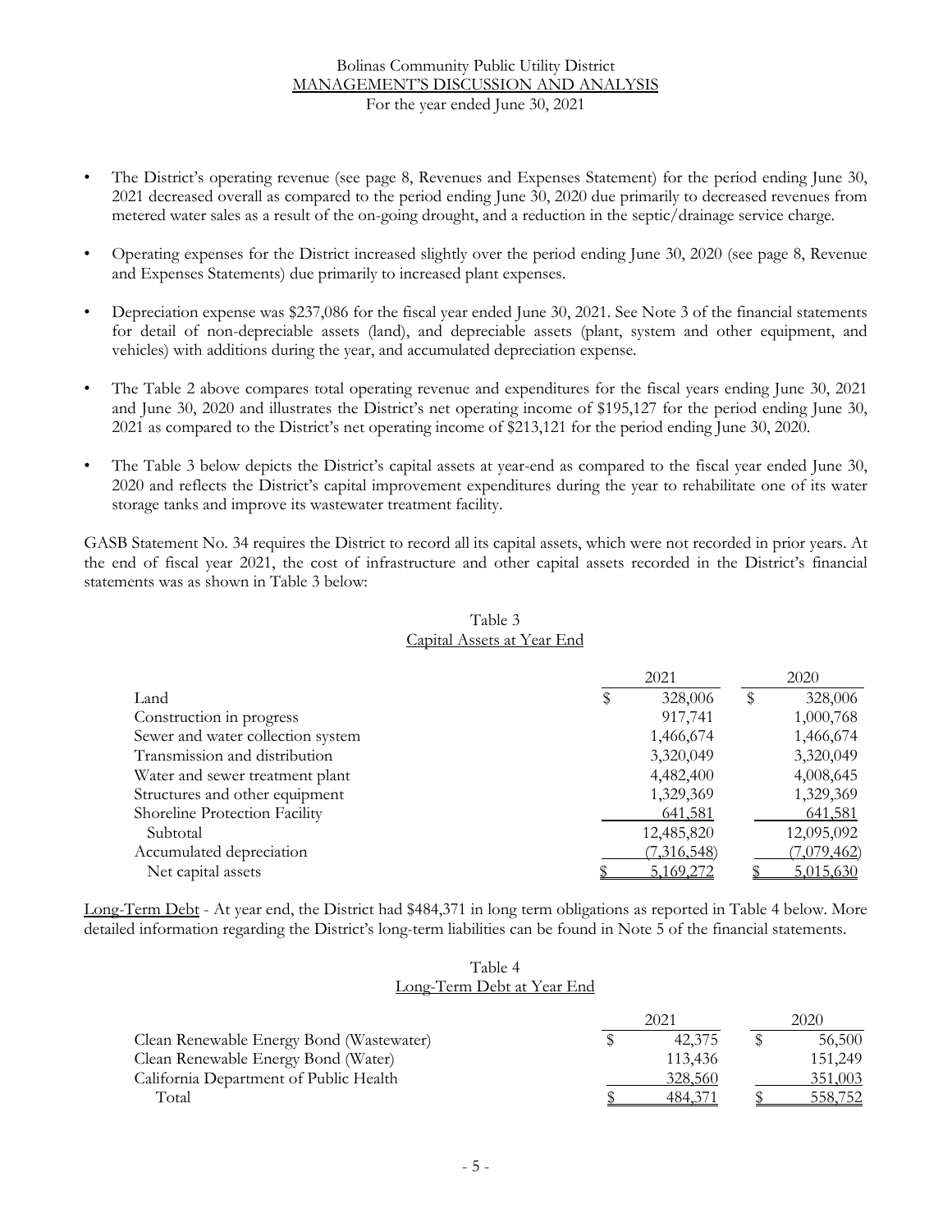- The District's operating revenue (see page 8, Revenues and Expenses Statement) for the period ending June 30, 2021 decreased overall as compared to the period ending June 30, 2020 due primarily to decreased revenues from metered water sales as a result of the on-going drought, and a reduction in the septic/drainage service charge.

- Operating expenses for the District increased slightly over the period ending June 30, 2020 (see page 8, Revenue and Expenses Statements) due primarily to increased plant expenses.

- Depreciation expense was $237,086 for the fiscal year ended June 30, 2021. See Note 3 of the financial statements for detail of non-depreciable assets (land), and depreciable assets (plant, system and other equipment, and vehicles) with additions during the year, and accumulated depreciation expense.

- The Table 2 above compares total operating revenue and expenditures for the fiscal years ending June 30, 2021 and June 30, 2020 and illustrates the District's net operating income of $195,127 for the period ending June 30, 2021 as compared to the District's net operating income of $213,121 for the period ending June 30, 2020.

- The Table 3 below depicts the District's capital assets at year-end as compared to the fiscal year ended June 30, 2020 and reflects the District's capital improvement expenditures during the year to rehabilitate one of its water storage tanks and improve its wastewater treatment facility.

GASB Statement No. 34 requires the District to record all its capital assets, which were not recorded in prior years. At the end of fiscal year 2021, the cost of infrastructure and other capital assets recorded in the District's financial statements was as shown in Table 3 below:

Table 3
Capital Assets at Year End

| | 2021 | 2020 |
|---|---|---|
| Land | $ 328,006 | $ 328,006 |
| Construction in progress | 917,741 | 1,000,768 |
| Sewer and water collection system | 1,466,674 | 1,466,674 |
| Transmission and distribution | 3,320,049 | 3,320,049 |
| Water and sewer treatment plant | 4,482,400 | 4,008,645 |
| Structures and other equipment | 1,329,369 | 1,329,369 |
| Shoreline Protection Facility | 641,581 | 641,581 |
| Subtotal | 12,485,820 | 12,095,092 |
| Accumulated depreciation | (7,316,548) | (7,079,462) |
| Net capital assets | $ 5,169,272 | $ 5,015,630 |

Long-Term Debt - At year end, the District had $484,371 in long term obligations as reported in Table 4 below. More detailed information regarding the District's long-term liabilities can be found in Note 5 of the financial statements.

Table 4
Long-Term Debt at Year End

| | 2021 | 2020 |
|---|---|---|
| Clean Renewable Energy Bond (Wastewater) | $ 42,375 | $ 56,500 |
| Clean Renewable Energy Bond (Water) | 113,436 | 151,249 |
| California Department of Public Health | 328,560 | 351,003 |
| Total | $ 484,371 | $ 558,752 |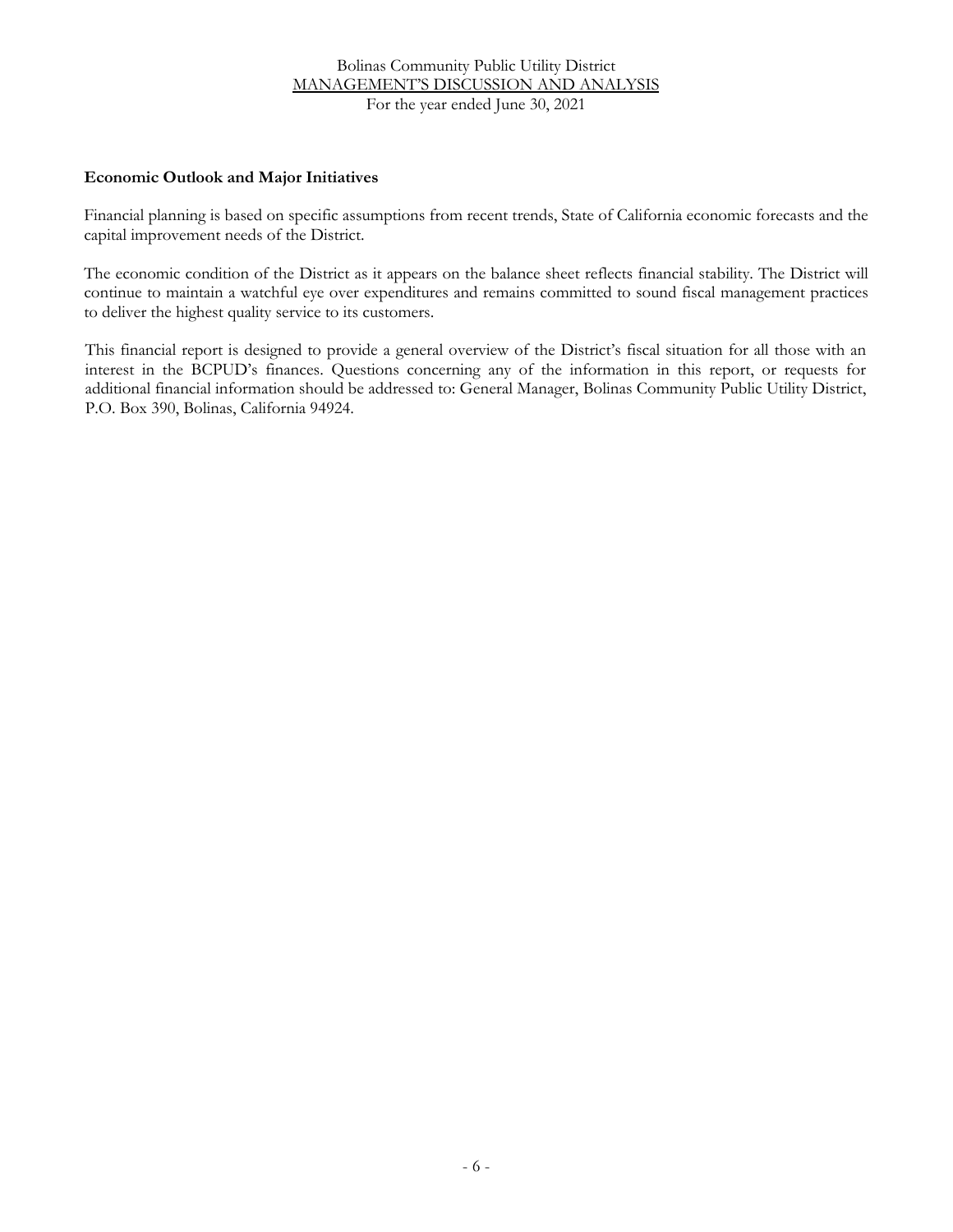## Economic Outlook and Major Initiatives

Financial planning is based on specific assumptions from recent trends, State of California economic forecasts and the capital improvement needs of the District.

The economic condition of the District as it appears on the balance sheet reflects financial stability. The District will continue to maintain a watchful eye over expenditures and remains committed to sound fiscal management practices to deliver the highest quality service to its customers.

This financial report is designed to provide a general overview of the District's fiscal situation for all those with an interest in the BCPUD's finances. Questions concerning any of the information in this report, or requests for additional financial information should be addressed to: General Manager, Bolinas Community Public Utility District, P.O. Box 390, Bolinas, California 94924.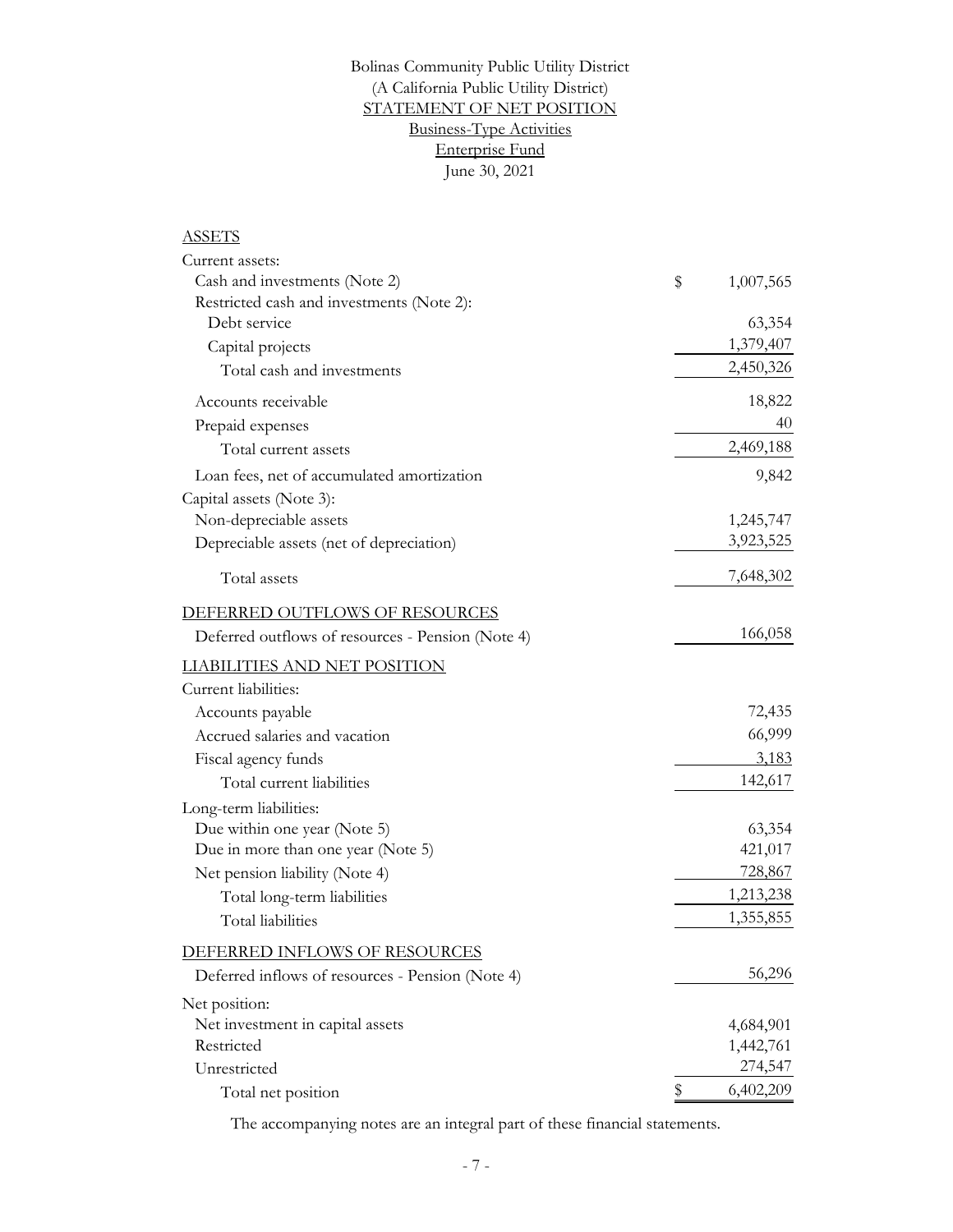# Bolinas Community Public Utility District
## (A California Public Utility District)
## STATEMENT OF NET POSITION
### Business-Type Activities
### Enterprise Fund
### June 30, 2021

| | |
|---|---|
| **ASSETS** | |
| Current assets: | |
| Cash and investments (Note 2) | $ 1,007,565 |
| Restricted cash and investments (Note 2): | |
| Debt service | 63,354 |
| Capital projects | 1,379,407 |
| Total cash and investments | 2,450,326 |
| Accounts receivable | 18,822 |
| Prepaid expenses | 40 |
| Total current assets | 2,469,188 |
| Loan fees, net of accumulated amortization | 9,842 |
| Capital assets (Note 3): | |
| Non-depreciable assets | 1,245,747 |
| Depreciable assets (net of depreciation) | 3,923,525 |
| Total assets | 7,648,302 |
| **DEFERRED OUTFLOWS OF RESOURCES** | |
| Deferred outflows of resources - Pension (Note 4) | 166,058 |
| **LIABILITIES AND NET POSITION** | |
| Current liabilities: | |
| Accounts payable | 72,435 |
| Accrued salaries and vacation | 66,999 |
| Fiscal agency funds | 3,183 |
| Total current liabilities | 142,617 |
| Long-term liabilities: | |
| Due within one year (Note 5) | 63,354 |
| Due in more than one year (Note 5) | 421,017 |
| Net pension liability (Note 4) | 728,867 |
| Total long-term liabilities | 1,213,238 |
| Total liabilities | 1,355,855 |
| **DEFERRED INFLOWS OF RESOURCES** | |
| Deferred inflows of resources - Pension (Note 4) | 56,296 |
| Net position: | |
| Net investment in capital assets | 4,684,901 |
| Restricted | 1,442,761 |
| Unrestricted | 274,547 |
| Total net position | $ 6,402,209 |

The accompanying notes are an integral part of these financial statements.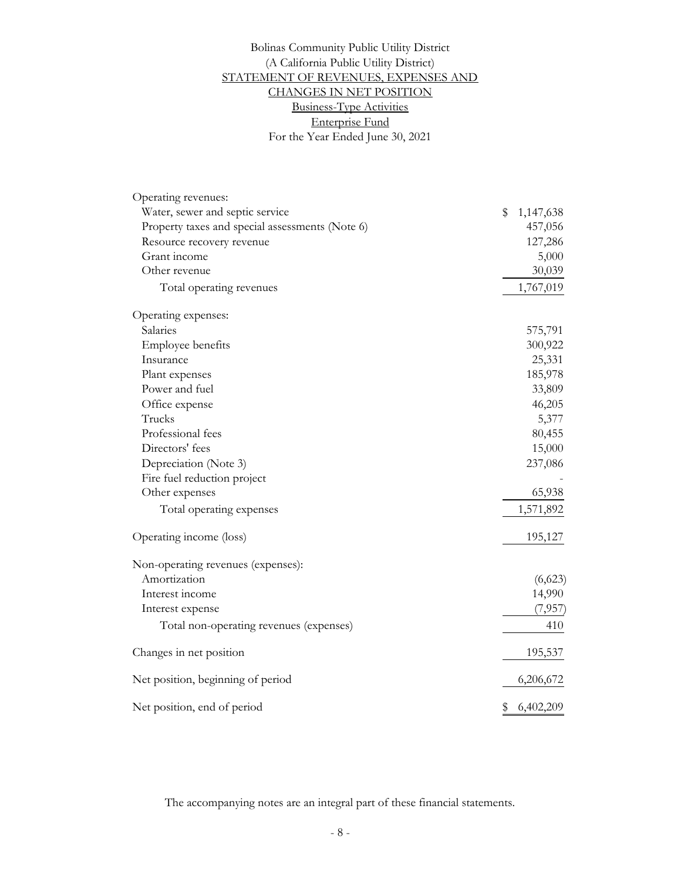Bolinas Community Public Utility District
(A California Public Utility District)

# STATEMENT OF REVENUES, EXPENSES AND CHANGES IN NET POSITION

Business-Type Activities
Enterprise Fund
For the Year Ended June 30, 2021

| | |
|---|---|
| Operating revenues: | |
| Water, sewer and septic service | $ 1,147,638 |
| Property taxes and special assessments (Note 6) | 457,056 |
| Resource recovery revenue | 127,286 |
| Grant income | 5,000 |
| Other revenue | 30,039 |
| Total operating revenues | 1,767,019 |
| Operating expenses: | |
| Salaries | 575,791 |
| Employee benefits | 300,922 |
| Insurance | 25,331 |
| Plant expenses | 185,978 |
| Power and fuel | 33,809 |
| Office expense | 46,205 |
| Trucks | 5,377 |
| Professional fees | 80,455 |
| Directors' fees | 15,000 |
| Depreciation (Note 3) | 237,086 |
| Fire fuel reduction project | - |
| Other expenses | 65,938 |
| Total operating expenses | 1,571,892 |
| Operating income (loss) | 195,127 |
| Non-operating revenues (expenses): | |
| Amortization | (6,623) |
| Interest income | 14,990 |
| Interest expense | (7,957) |
| Total non-operating revenues (expenses) | 410 |
| Changes in net position | 195,537 |
| Net position, beginning of period | 6,206,672 |
| Net position, end of period | $ 6,402,209 |

The accompanying notes are an integral part of these financial statements.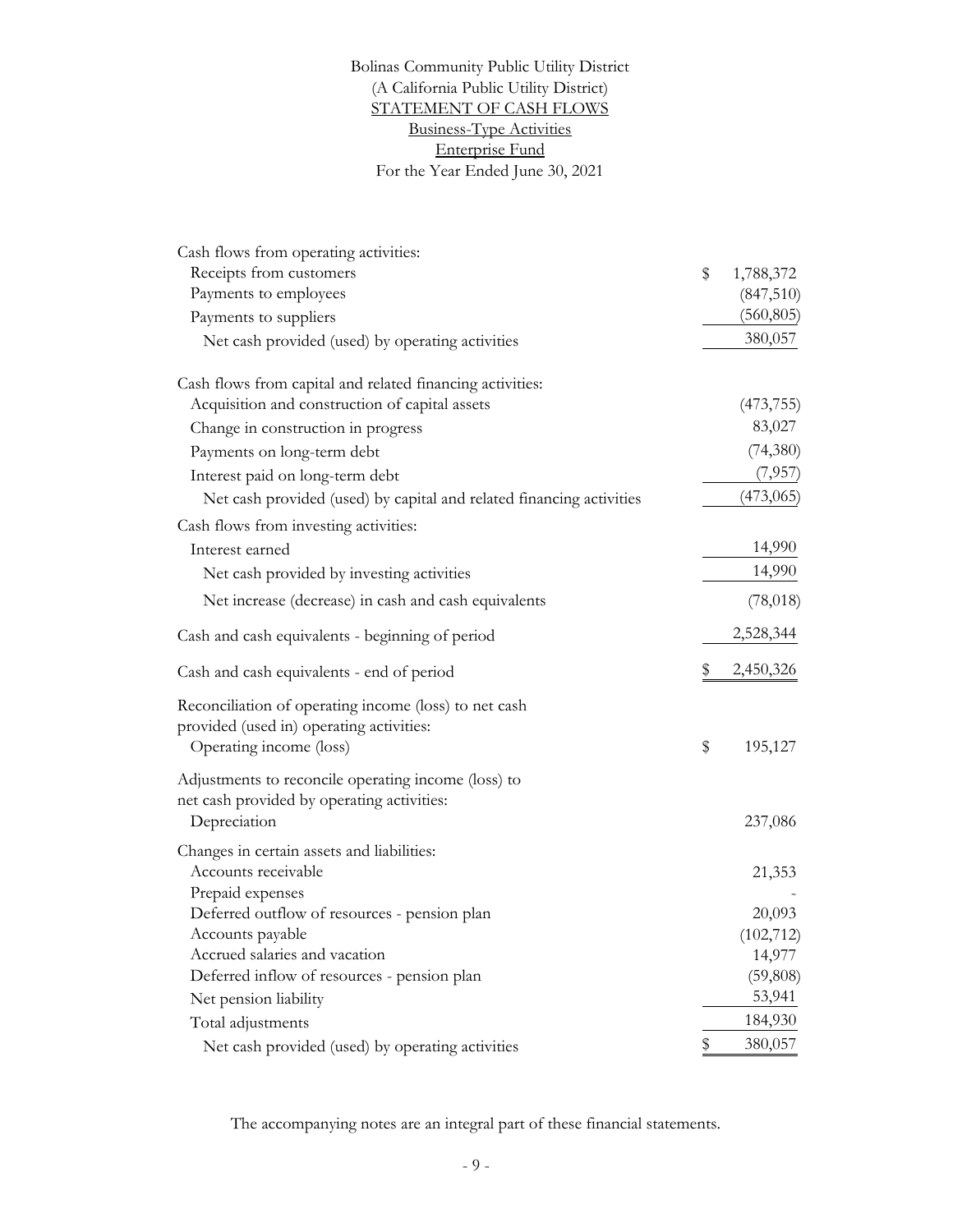Bolinas Community Public Utility District
(A California Public Utility District)
STATEMENT OF CASH FLOWS
Business-Type Activities
Enterprise Fund
For the Year Ended June 30, 2021

| | |
|---|---|
| Cash flows from operating activities: | |
| Receipts from customers | $ 1,788,372 |
| Payments to employees | (847,510) |
| Payments to suppliers | (560,805) |
| Net cash provided (used) by operating activities | 380,057 |
| Cash flows from capital and related financing activities: | |
| Acquisition and construction of capital assets | (473,755) |
| Change in construction in progress | 83,027 |
| Payments on long-term debt | (74,380) |
| Interest paid on long-term debt | (7,957) |
| Net cash provided (used) by capital and related financing activities | (473,065) |
| Cash flows from investing activities: | |
| Interest earned | 14,990 |
| Net cash provided by investing activities | 14,990 |
| Net increase (decrease) in cash and cash equivalents | (78,018) |
| Cash and cash equivalents - beginning of period | 2,528,344 |
| Cash and cash equivalents - end of period | $ 2,450,326 |
| Reconciliation of operating income (loss) to net cash provided (used in) operating activities: | |
| Operating income (loss) | $ 195,127 |
| Adjustments to reconcile operating income (loss) to net cash provided by operating activities: | |
| Depreciation | 237,086 |
| Changes in certain assets and liabilities: | |
| Accounts receivable | 21,353 |
| Prepaid expenses | - |
| Deferred outflow of resources - pension plan | 20,093 |
| Accounts payable | (102,712) |
| Accrued salaries and vacation | 14,977 |
| Deferred inflow of resources - pension plan | (59,808) |
| Net pension liability | 53,941 |
| Total adjustments | 184,930 |
| Net cash provided (used) by operating activities | $ 380,057 |

The accompanying notes are an integral part of these financial statements.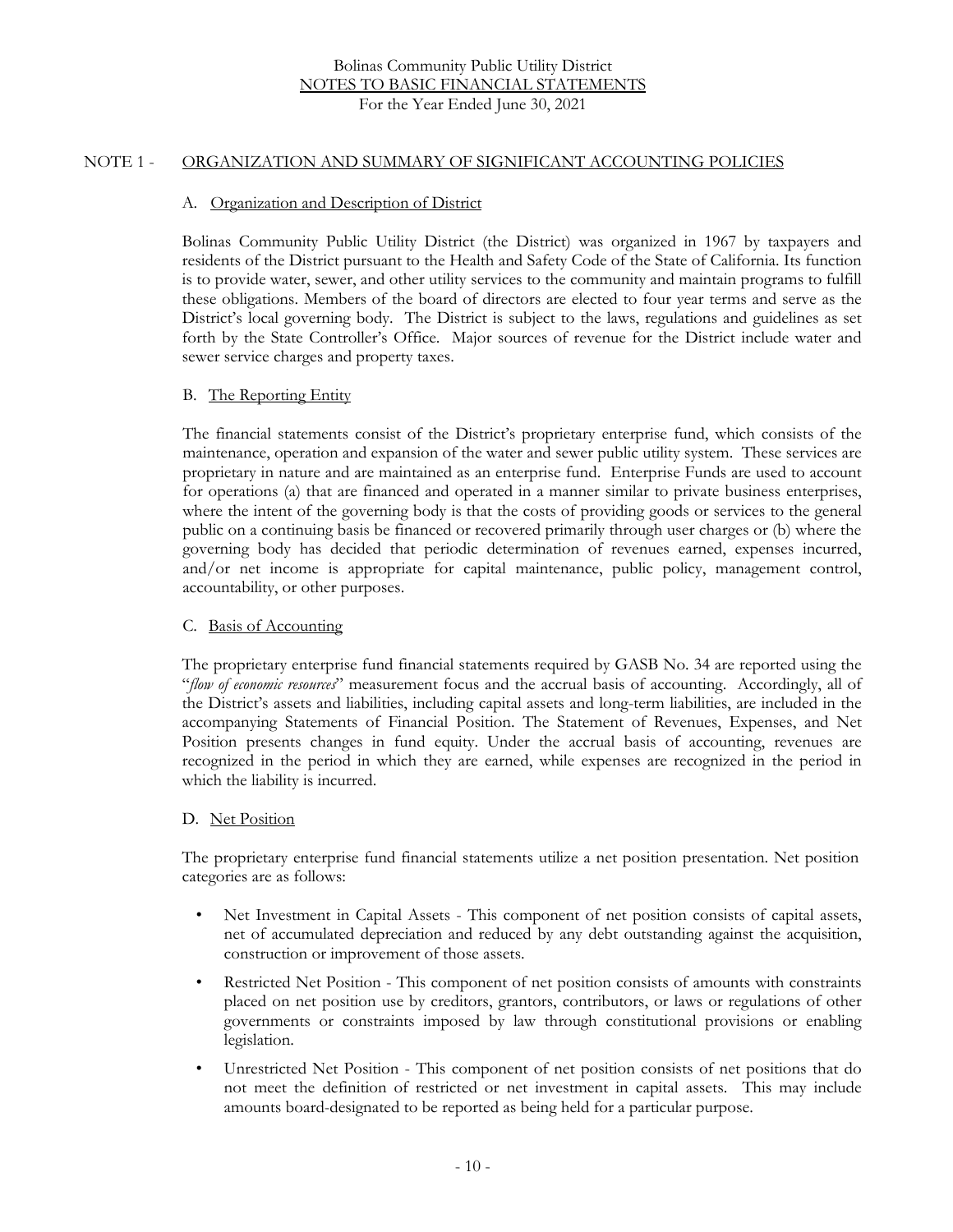## NOTE 1 - ORGANIZATION AND SUMMARY OF SIGNIFICANT ACCOUNTING POLICIES

### A. Organization and Description of District

Bolinas Community Public Utility District (the District) was organized in 1967 by taxpayers and residents of the District pursuant to the Health and Safety Code of the State of California. Its function is to provide water, sewer, and other utility services to the community and maintain programs to fulfill these obligations. Members of the board of directors are elected to four year terms and serve as the District's local governing body. The District is subject to the laws, regulations and guidelines as set forth by the State Controller's Office. Major sources of revenue for the District include water and sewer service charges and property taxes.

### B. The Reporting Entity

The financial statements consist of the District's proprietary enterprise fund, which consists of the maintenance, operation and expansion of the water and sewer public utility system. These services are proprietary in nature and are maintained as an enterprise fund. Enterprise Funds are used to account for operations (a) that are financed and operated in a manner similar to private business enterprises, where the intent of the governing body is that the costs of providing goods or services to the general public on a continuing basis be financed or recovered primarily through user charges or (b) where the governing body has decided that periodic determination of revenues earned, expenses incurred, and/or net income is appropriate for capital maintenance, public policy, management control, accountability, or other purposes.

### C. Basis of Accounting

The proprietary enterprise fund financial statements required by GASB No. 34 are reported using the "*flow of economic resources*" measurement focus and the accrual basis of accounting. Accordingly, all of the District's assets and liabilities, including capital assets and long-term liabilities, are included in the accompanying Statements of Financial Position. The Statement of Revenues, Expenses, and Net Position presents changes in fund equity. Under the accrual basis of accounting, revenues are recognized in the period in which they are earned, while expenses are recognized in the period in which the liability is incurred.

### D. Net Position

The proprietary enterprise fund financial statements utilize a net position presentation. Net position categories are as follows:

- Net Investment in Capital Assets - This component of net position consists of capital assets, net of accumulated depreciation and reduced by any debt outstanding against the acquisition, construction or improvement of those assets.
- Restricted Net Position - This component of net position consists of amounts with constraints placed on net position use by creditors, grantors, contributors, or laws or regulations of other governments or constraints imposed by law through constitutional provisions or enabling legislation.
- Unrestricted Net Position - This component of net position consists of net positions that do not meet the definition of restricted or net investment in capital assets. This may include amounts board-designated to be reported as being held for a particular purpose.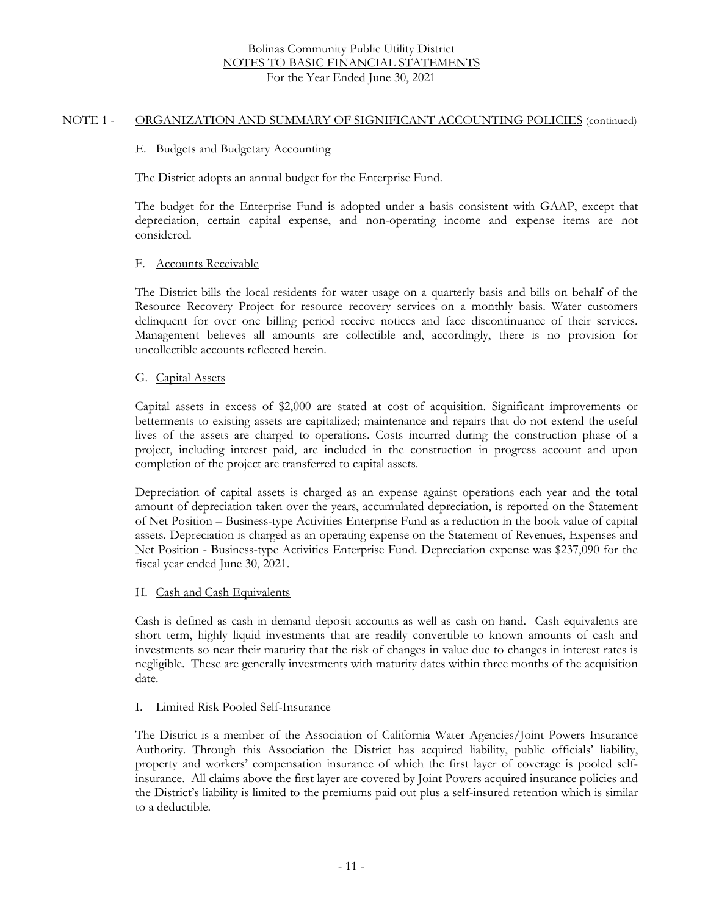## NOTE 1 - ORGANIZATION AND SUMMARY OF SIGNIFICANT ACCOUNTING POLICIES (continued)

### E. Budgets and Budgetary Accounting

The District adopts an annual budget for the Enterprise Fund.

The budget for the Enterprise Fund is adopted under a basis consistent with GAAP, except that depreciation, certain capital expense, and non-operating income and expense items are not considered.

### F. Accounts Receivable

The District bills the local residents for water usage on a quarterly basis and bills on behalf of the Resource Recovery Project for resource recovery services on a monthly basis. Water customers delinquent for over one billing period receive notices and face discontinuance of their services. Management believes all amounts are collectible and, accordingly, there is no provision for uncollectible accounts reflected herein.

### G. Capital Assets

Capital assets in excess of $2,000 are stated at cost of acquisition. Significant improvements or betterments to existing assets are capitalized; maintenance and repairs that do not extend the useful lives of the assets are charged to operations. Costs incurred during the construction phase of a project, including interest paid, are included in the construction in progress account and upon completion of the project are transferred to capital assets.

Depreciation of capital assets is charged as an expense against operations each year and the total amount of depreciation taken over the years, accumulated depreciation, is reported on the Statement of Net Position – Business-type Activities Enterprise Fund as a reduction in the book value of capital assets. Depreciation is charged as an operating expense on the Statement of Revenues, Expenses and Net Position - Business-type Activities Enterprise Fund. Depreciation expense was $237,090 for the fiscal year ended June 30, 2021.

### H. Cash and Cash Equivalents

Cash is defined as cash in demand deposit accounts as well as cash on hand. Cash equivalents are short term, highly liquid investments that are readily convertible to known amounts of cash and investments so near their maturity that the risk of changes in value due to changes in interest rates is negligible. These are generally investments with maturity dates within three months of the acquisition date.

### I. Limited Risk Pooled Self-Insurance

The District is a member of the Association of California Water Agencies/Joint Powers Insurance Authority. Through this Association the District has acquired liability, public officials' liability, property and workers' compensation insurance of which the first layer of coverage is pooled self-insurance. All claims above the first layer are covered by Joint Powers acquired insurance policies and the District's liability is limited to the premiums paid out plus a self-insured retention which is similar to a deductible.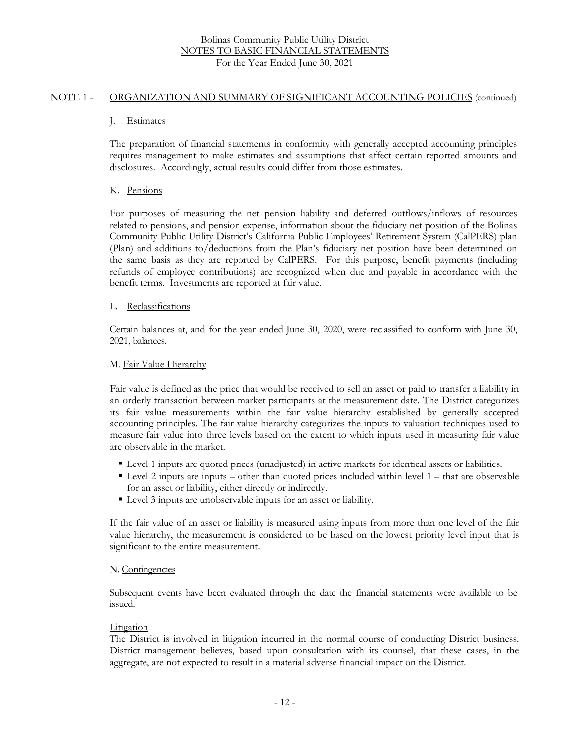## NOTE 1 - ORGANIZATION AND SUMMARY OF SIGNIFICANT ACCOUNTING POLICIES (continued)

### J. Estimates

The preparation of financial statements in conformity with generally accepted accounting principles requires management to make estimates and assumptions that affect certain reported amounts and disclosures. Accordingly, actual results could differ from those estimates.

### K. Pensions

For purposes of measuring the net pension liability and deferred outflows/inflows of resources related to pensions, and pension expense, information about the fiduciary net position of the Bolinas Community Public Utility District's California Public Employees' Retirement System (CalPERS) plan (Plan) and additions to/deductions from the Plan's fiduciary net position have been determined on the same basis as they are reported by CalPERS. For this purpose, benefit payments (including refunds of employee contributions) are recognized when due and payable in accordance with the benefit terms. Investments are reported at fair value.

### L. Reclassifications

Certain balances at, and for the year ended June 30, 2020, were reclassified to conform with June 30, 2021, balances.

### M. Fair Value Hierarchy

Fair value is defined as the price that would be received to sell an asset or paid to transfer a liability in an orderly transaction between market participants at the measurement date. The District categorizes its fair value measurements within the fair value hierarchy established by generally accepted accounting principles. The fair value hierarchy categorizes the inputs to valuation techniques used to measure fair value into three levels based on the extent to which inputs used in measuring fair value are observable in the market.

- Level 1 inputs are quoted prices (unadjusted) in active markets for identical assets or liabilities.
- Level 2 inputs are inputs – other than quoted prices included within level 1 – that are observable for an asset or liability, either directly or indirectly.
- Level 3 inputs are unobservable inputs for an asset or liability.

If the fair value of an asset or liability is measured using inputs from more than one level of the fair value hierarchy, the measurement is considered to be based on the lowest priority level input that is significant to the entire measurement.

### N. Contingencies

Subsequent events have been evaluated through the date the financial statements were available to be issued.

#### Litigation

The District is involved in litigation incurred in the normal course of conducting District business. District management believes, based upon consultation with its counsel, that these cases, in the aggregate, are not expected to result in a material adverse financial impact on the District.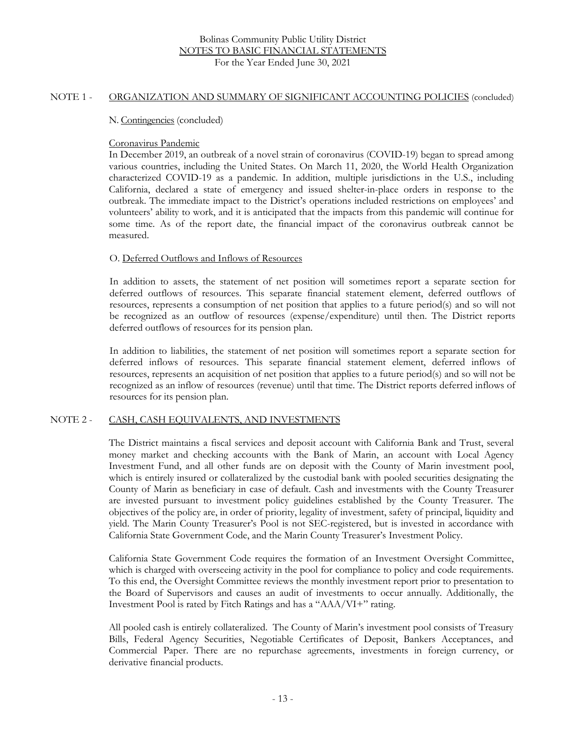## NOTE 1 - ORGANIZATION AND SUMMARY OF SIGNIFICANT ACCOUNTING POLICIES (concluded)

N. Contingencies (concluded)

Coronavirus Pandemic

In December 2019, an outbreak of a novel strain of coronavirus (COVID-19) began to spread among various countries, including the United States. On March 11, 2020, the World Health Organization characterized COVID-19 as a pandemic. In addition, multiple jurisdictions in the U.S., including California, declared a state of emergency and issued shelter-in-place orders in response to the outbreak. The immediate impact to the District's operations included restrictions on employees' and volunteers' ability to work, and it is anticipated that the impacts from this pandemic will continue for some time. As of the report date, the financial impact of the coronavirus outbreak cannot be measured.

O. Deferred Outflows and Inflows of Resources

In addition to assets, the statement of net position will sometimes report a separate section for deferred outflows of resources. This separate financial statement element, deferred outflows of resources, represents a consumption of net position that applies to a future period(s) and so will not be recognized as an outflow of resources (expense/expenditure) until then. The District reports deferred outflows of resources for its pension plan.

In addition to liabilities, the statement of net position will sometimes report a separate section for deferred inflows of resources. This separate financial statement element, deferred inflows of resources, represents an acquisition of net position that applies to a future period(s) and so will not be recognized as an inflow of resources (revenue) until that time. The District reports deferred inflows of resources for its pension plan.

## NOTE 2 - CASH, CASH EQUIVALENTS, AND INVESTMENTS

The District maintains a fiscal services and deposit account with California Bank and Trust, several money market and checking accounts with the Bank of Marin, an account with Local Agency Investment Fund, and all other funds are on deposit with the County of Marin investment pool, which is entirely insured or collateralized by the custodial bank with pooled securities designating the County of Marin as beneficiary in case of default. Cash and investments with the County Treasurer are invested pursuant to investment policy guidelines established by the County Treasurer. The objectives of the policy are, in order of priority, legality of investment, safety of principal, liquidity and yield. The Marin County Treasurer's Pool is not SEC-registered, but is invested in accordance with California State Government Code, and the Marin County Treasurer's Investment Policy.

California State Government Code requires the formation of an Investment Oversight Committee, which is charged with overseeing activity in the pool for compliance to policy and code requirements. To this end, the Oversight Committee reviews the monthly investment report prior to presentation to the Board of Supervisors and causes an audit of investments to occur annually. Additionally, the Investment Pool is rated by Fitch Ratings and has a "AAA/VI+" rating.

All pooled cash is entirely collateralized. The County of Marin's investment pool consists of Treasury Bills, Federal Agency Securities, Negotiable Certificates of Deposit, Bankers Acceptances, and Commercial Paper. There are no repurchase agreements, investments in foreign currency, or derivative financial products.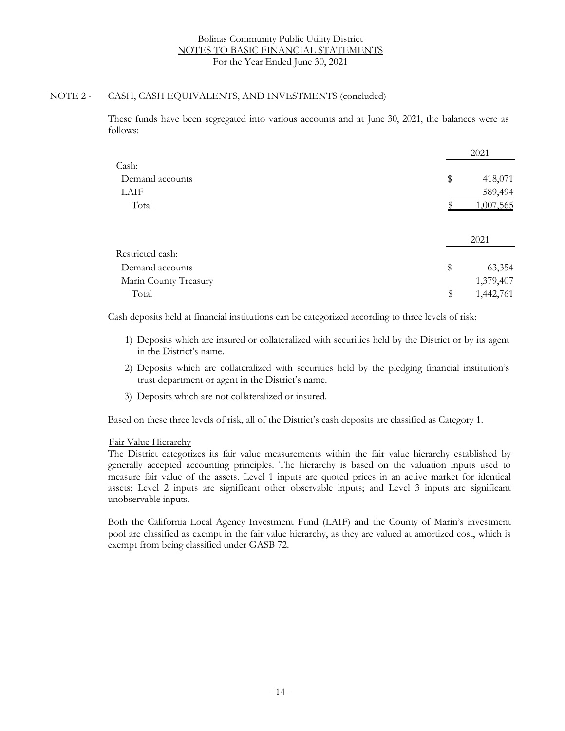## NOTE 2 - CASH, CASH EQUIVALENTS, AND INVESTMENTS (concluded)

These funds have been segregated into various accounts and at June 30, 2021, the balances were as follows:

| | 2021 |
|---|---|
| Cash: | |
| Demand accounts | $ 418,071 |
| LAIF | 589,494 |
| Total | $ 1,007,565 |

| | 2021 |
|---|---|
| Restricted cash: | |
| Demand accounts | $ 63,354 |
| Marin County Treasury | 1,379,407 |
| Total | $ 1,442,761 |

Cash deposits held at financial institutions can be categorized according to three levels of risk:

1) Deposits which are insured or collateralized with securities held by the District or by its agent in the District's name.
2) Deposits which are collateralized with securities held by the pledging financial institution's trust department or agent in the District's name.
3) Deposits which are not collateralized or insured.

Based on these three levels of risk, all of the District's cash deposits are classified as Category 1.

### Fair Value Hierarchy

The District categorizes its fair value measurements within the fair value hierarchy established by generally accepted accounting principles. The hierarchy is based on the valuation inputs used to measure fair value of the assets. Level 1 inputs are quoted prices in an active market for identical assets; Level 2 inputs are significant other observable inputs; and Level 3 inputs are significant unobservable inputs.

Both the California Local Agency Investment Fund (LAIF) and the County of Marin's investment pool are classified as exempt in the fair value hierarchy, as they are valued at amortized cost, which is exempt from being classified under GASB 72.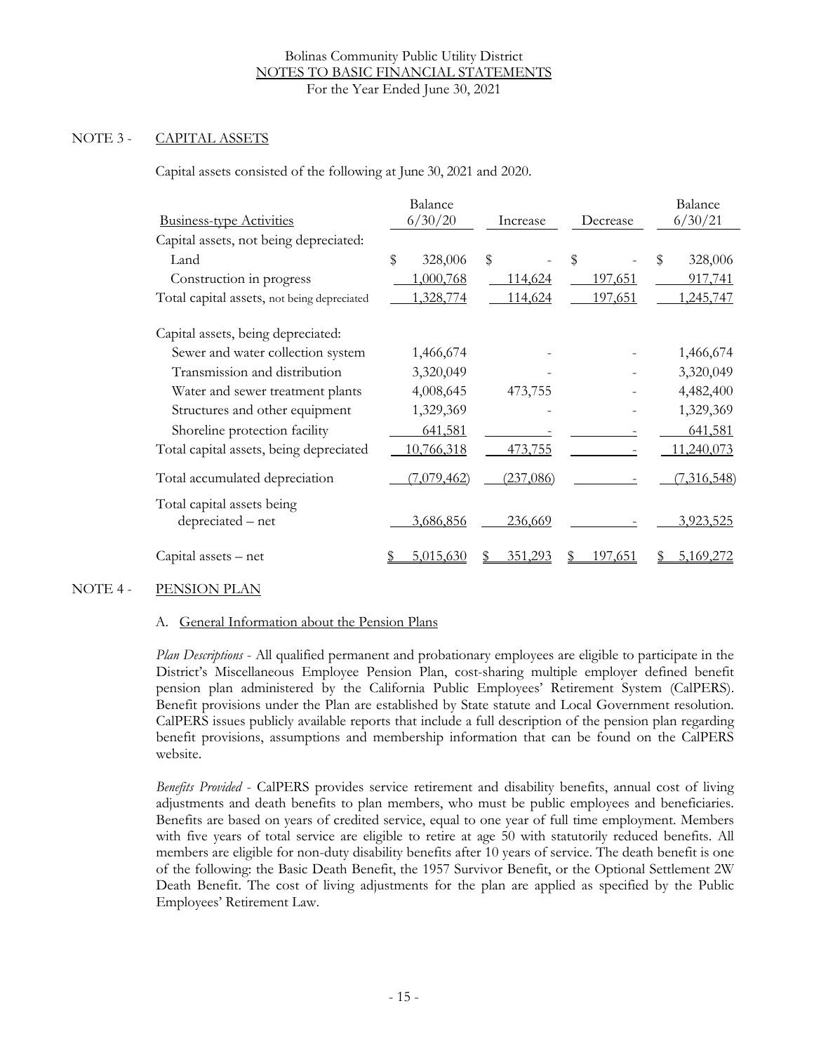## NOTE 3 - CAPITAL ASSETS

Capital assets consisted of the following at June 30, 2021 and 2020.

| Business-type Activities | Balance 6/30/20 | Increase | Decrease | Balance 6/30/21 |
|---|---|---|---|---|
| Capital assets, not being depreciated: | | | | |
| Land | $ 328,006 | $ - | $ - | $ 328,006 |
| Construction in progress | 1,000,768 | 114,624 | 197,651 | 917,741 |
| Total capital assets, not being depreciated | 1,328,774 | 114,624 | 197,651 | 1,245,747 |
| Capital assets, being depreciated: | | | | |
| Sewer and water collection system | 1,466,674 | - | - | 1,466,674 |
| Transmission and distribution | 3,320,049 | - | - | 3,320,049 |
| Water and sewer treatment plants | 4,008,645 | 473,755 | - | 4,482,400 |
| Structures and other equipment | 1,329,369 | - | - | 1,329,369 |
| Shoreline protection facility | 641,581 | - | - | 641,581 |
| Total capital assets, being depreciated | 10,766,318 | 473,755 | - | 11,240,073 |
| Total accumulated depreciation | (7,079,462) | (237,086) | - | (7,316,548) |
| Total capital assets being depreciated – net | 3,686,856 | 236,669 | - | 3,923,525 |
| Capital assets – net | $ 5,015,630 | $ 351,293 | $ 197,651 | $ 5,169,272 |

## NOTE 4 - PENSION PLAN

### A. General Information about the Pension Plans

*Plan Descriptions* - All qualified permanent and probationary employees are eligible to participate in the District's Miscellaneous Employee Pension Plan, cost-sharing multiple employer defined benefit pension plan administered by the California Public Employees' Retirement System (CalPERS). Benefit provisions under the Plan are established by State statute and Local Government resolution. CalPERS issues publicly available reports that include a full description of the pension plan regarding benefit provisions, assumptions and membership information that can be found on the CalPERS website.

*Benefits Provided* - CalPERS provides service retirement and disability benefits, annual cost of living adjustments and death benefits to plan members, who must be public employees and beneficiaries. Benefits are based on years of credited service, equal to one year of full time employment. Members with five years of total service are eligible to retire at age 50 with statutorily reduced benefits. All members are eligible for non-duty disability benefits after 10 years of service. The death benefit is one of the following: the Basic Death Benefit, the 1957 Survivor Benefit, or the Optional Settlement 2W Death Benefit. The cost of living adjustments for the plan are applied as specified by the Public Employees' Retirement Law.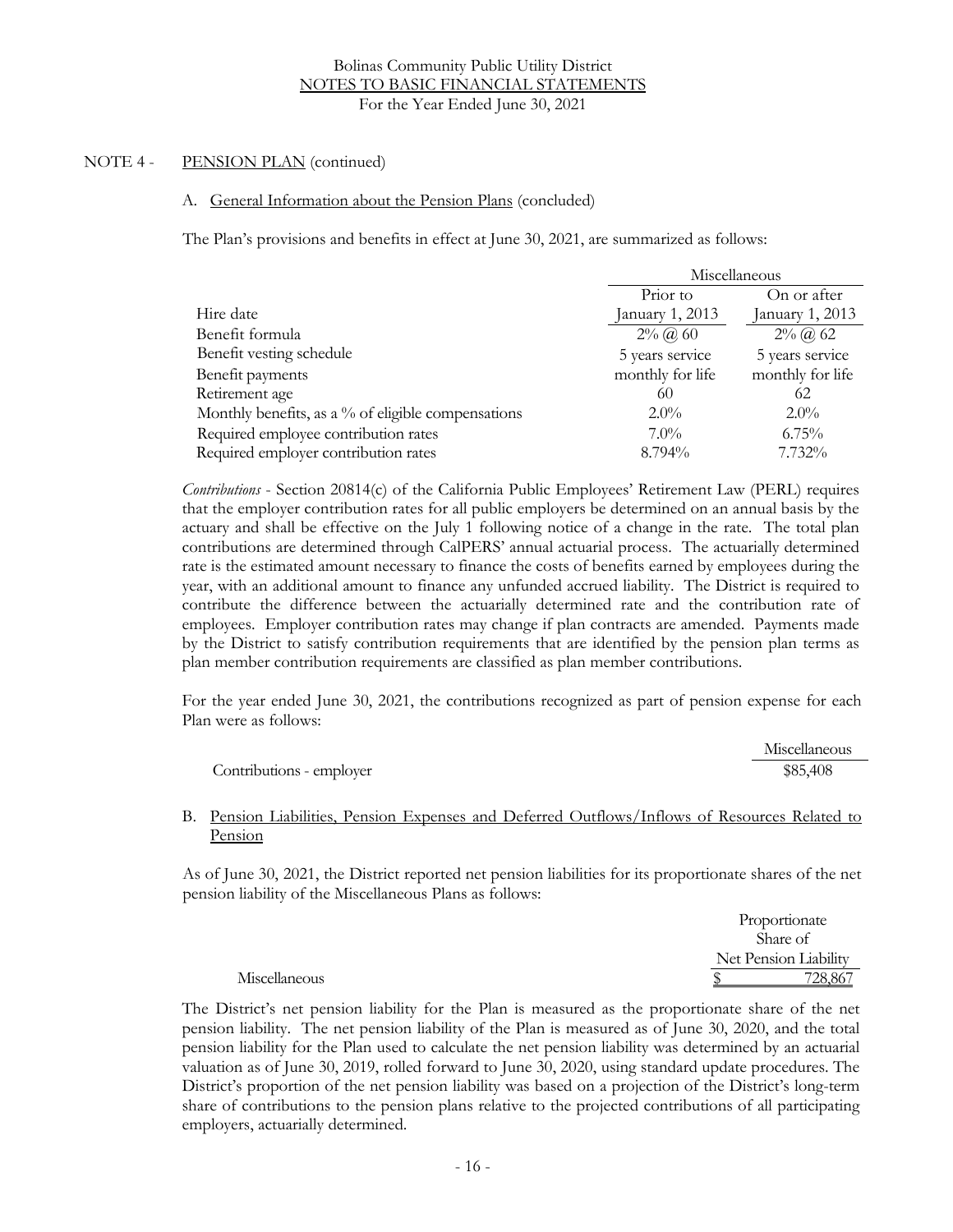## NOTE 4 - PENSION PLAN (continued)

### A. General Information about the Pension Plans (concluded)

The Plan's provisions and benefits in effect at June 30, 2021, are summarized as follows:

| | Miscellaneous | |
|---|---|---|
| Hire date | Prior to January 1, 2013 | On or after January 1, 2013 |
| Benefit formula | 2% @ 60 | 2% @ 62 |
| Benefit vesting schedule | 5 years service | 5 years service |
| Benefit payments | monthly for life | monthly for life |
| Retirement age | 60 | 62 |
| Monthly benefits, as a % of eligible compensations | 2.0% | 2.0% |
| Required employee contribution rates | 7.0% | 6.75% |
| Required employer contribution rates | 8.794% | 7.732% |

*Contributions* - Section 20814(c) of the California Public Employees' Retirement Law (PERL) requires that the employer contribution rates for all public employers be determined on an annual basis by the actuary and shall be effective on the July 1 following notice of a change in the rate. The total plan contributions are determined through CalPERS' annual actuarial process. The actuarially determined rate is the estimated amount necessary to finance the costs of benefits earned by employees during the year, with an additional amount to finance any unfunded accrued liability. The District is required to contribute the difference between the actuarially determined rate and the contribution rate of employees. Employer contribution rates may change if plan contracts are amended. Payments made by the District to satisfy contribution requirements that are identified by the pension plan terms as plan member contribution requirements are classified as plan member contributions.

For the year ended June 30, 2021, the contributions recognized as part of pension expense for each Plan were as follows:

| | Miscellaneous |
|---|---|
| Contributions - employer | $85,408 |

### B. Pension Liabilities, Pension Expenses and Deferred Outflows/Inflows of Resources Related to Pension

As of June 30, 2021, the District reported net pension liabilities for its proportionate shares of the net pension liability of the Miscellaneous Plans as follows:

| | Proportionate Share of Net Pension Liability |
|---|---|
| Miscellaneous | $ 728,867 |

The District's net pension liability for the Plan is measured as the proportionate share of the net pension liability. The net pension liability of the Plan is measured as of June 30, 2020, and the total pension liability for the Plan used to calculate the net pension liability was determined by an actuarial valuation as of June 30, 2019, rolled forward to June 30, 2020, using standard update procedures. The District's proportion of the net pension liability was based on a projection of the District's long-term share of contributions to the pension plans relative to the projected contributions of all participating employers, actuarially determined.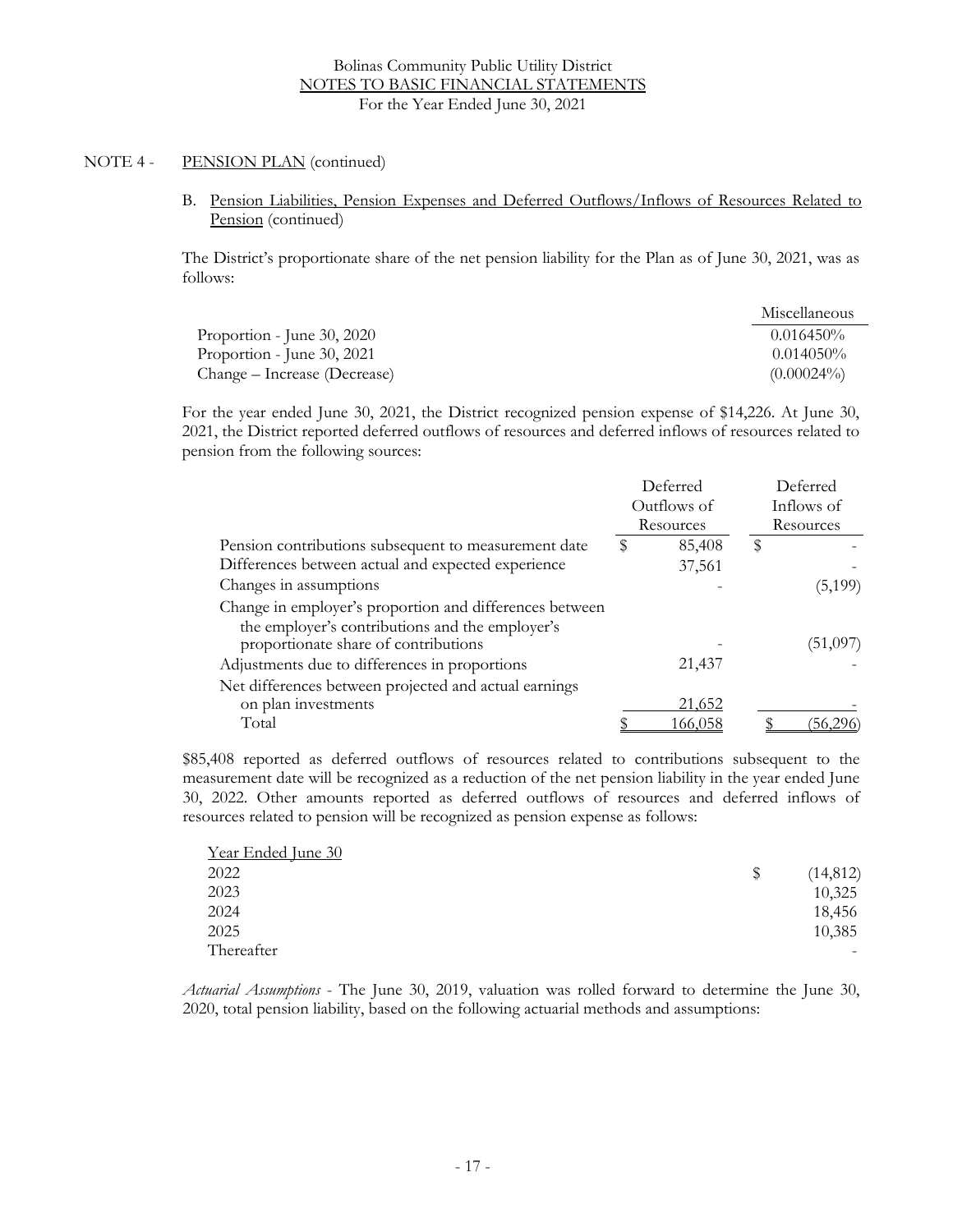Bolinas Community Public Utility District
NOTES TO BASIC FINANCIAL STATEMENTS
For the Year Ended June 30, 2021

NOTE 4 - PENSION PLAN (continued)

B. Pension Liabilities, Pension Expenses and Deferred Outflows/Inflows of Resources Related to Pension (continued)

The District's proportionate share of the net pension liability for the Plan as of June 30, 2021, was as follows:

| | Miscellaneous |
|---|---|
| Proportion - June 30, 2020 | 0.016450% |
| Proportion - June 30, 2021 | 0.014050% |
| Change – Increase (Decrease) | (0.00024%) |

For the year ended June 30, 2021, the District recognized pension expense of $14,226. At June 30, 2021, the District reported deferred outflows of resources and deferred inflows of resources related to pension from the following sources:

| | Deferred Outflows of Resources | Deferred Inflows of Resources |
|---|---|---|
| Pension contributions subsequent to measurement date | $ 85,408 | $ - |
| Differences between actual and expected experience | 37,561 | - |
| Changes in assumptions | - | (5,199) |
| Change in employer's proportion and differences between the employer's contributions and the employer's proportionate share of contributions | - | (51,097) |
| Adjustments due to differences in proportions | 21,437 | - |
| Net differences between projected and actual earnings on plan investments | 21,652 | - |
| Total | $ 166,058 | $ (56,296) |

$85,408 reported as deferred outflows of resources related to contributions subsequent to the measurement date will be recognized as a reduction of the net pension liability in the year ended June 30, 2022. Other amounts reported as deferred outflows of resources and deferred inflows of resources related to pension will be recognized as pension expense as follows:

| Year Ended June 30 | |
|---|---|
| 2022 | $ (14,812) |
| 2023 | 10,325 |
| 2024 | 18,456 |
| 2025 | 10,385 |
| Thereafter | - |

*Actuarial Assumptions* - The June 30, 2019, valuation was rolled forward to determine the June 30, 2020, total pension liability, based on the following actuarial methods and assumptions: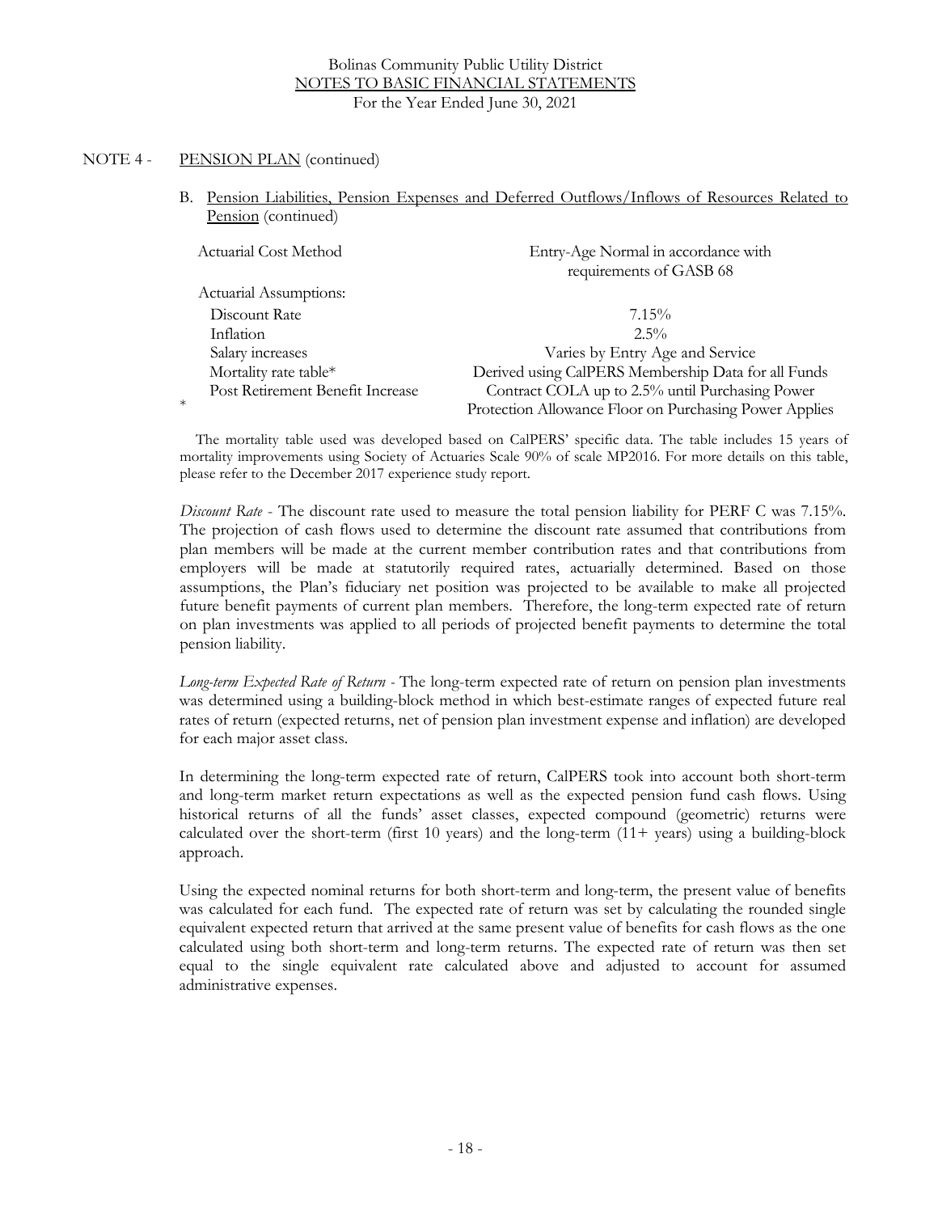Bolinas Community Public Utility District
NOTES TO BASIC FINANCIAL STATEMENTS
For the Year Ended June 30, 2021

## NOTE 4 - PENSION PLAN (continued)

### B. Pension Liabilities, Pension Expenses and Deferred Outflows/Inflows of Resources Related to Pension (continued)

| | |
|---|---|
| Actuarial Cost Method | Entry-Age Normal in accordance with requirements of GASB 68 |
| Actuarial Assumptions: | |
| Discount Rate | 7.15% |
| Inflation | 2.5% |
| Salary increases | Varies by Entry Age and Service |
| Mortality rate table* | Derived using CalPERS Membership Data for all Funds |
| Post Retirement Benefit Increase | Contract COLA up to 2.5% until Purchasing Power Protection Allowance Floor on Purchasing Power Applies |

\* The mortality table used was developed based on CalPERS' specific data. The table includes 15 years of mortality improvements using Society of Actuaries Scale 90% of scale MP2016. For more details on this table, please refer to the December 2017 experience study report.

*Discount Rate* - The discount rate used to measure the total pension liability for PERF C was 7.15%. The projection of cash flows used to determine the discount rate assumed that contributions from plan members will be made at the current member contribution rates and that contributions from employers will be made at statutorily required rates, actuarially determined. Based on those assumptions, the Plan's fiduciary net position was projected to be available to make all projected future benefit payments of current plan members. Therefore, the long-term expected rate of return on plan investments was applied to all periods of projected benefit payments to determine the total pension liability.

*Long-term Expected Rate of Return* - The long-term expected rate of return on pension plan investments was determined using a building-block method in which best-estimate ranges of expected future real rates of return (expected returns, net of pension plan investment expense and inflation) are developed for each major asset class.

In determining the long-term expected rate of return, CalPERS took into account both short-term and long-term market return expectations as well as the expected pension fund cash flows. Using historical returns of all the funds' asset classes, expected compound (geometric) returns were calculated over the short-term (first 10 years) and the long-term (11+ years) using a building-block approach.

Using the expected nominal returns for both short-term and long-term, the present value of benefits was calculated for each fund. The expected rate of return was set by calculating the rounded single equivalent expected return that arrived at the same present value of benefits for cash flows as the one calculated using both short-term and long-term returns. The expected rate of return was then set equal to the single equivalent rate calculated above and adjusted to account for assumed administrative expenses.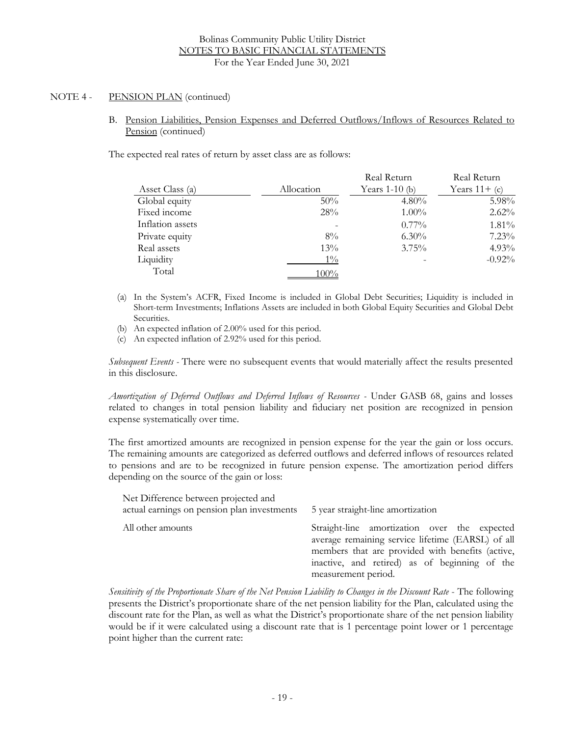NOTE 4 - PENSION PLAN (continued)

B. Pension Liabilities, Pension Expenses and Deferred Outflows/Inflows of Resources Related to Pension (continued)

The expected real rates of return by asset class are as follows:

| Asset Class (a) | Allocation | Real Return Years 1-10 (b) | Real Return Years 11+ (c) |
|---|---|---|---|
| Global equity | 50% | 4.80% | 5.98% |
| Fixed income | 28% | 1.00% | 2.62% |
| Inflation assets | - | 0.77% | 1.81% |
| Private equity | 8% | 6.30% | 7.23% |
| Real assets | 13% | 3.75% | 4.93% |
| Liquidity | 1% | - | -0.92% |
| Total | 100% | | |

(a) In the System's ACFR, Fixed Income is included in Global Debt Securities; Liquidity is included in Short-term Investments; Inflations Assets are included in both Global Equity Securities and Global Debt Securities.

(b) An expected inflation of 2.00% used for this period.

(c) An expected inflation of 2.92% used for this period.

*Subsequent Events* - There were no subsequent events that would materially affect the results presented in this disclosure.

*Amortization of Deferred Outflows and Deferred Inflows of Resources* - Under GASB 68, gains and losses related to changes in total pension liability and fiduciary net position are recognized in pension expense systematically over time.

The first amortized amounts are recognized in pension expense for the year the gain or loss occurs. The remaining amounts are categorized as deferred outflows and deferred inflows of resources related to pensions and are to be recognized in future pension expense. The amortization period differs depending on the source of the gain or loss:

| | |
|---|---|
| Net Difference between projected and actual earnings on pension plan investments | 5 year straight-line amortization |
| All other amounts | Straight-line amortization over the expected average remaining service lifetime (EARSL) of all members that are provided with benefits (active, inactive, and retired) as of beginning of the measurement period. |

*Sensitivity of the Proportionate Share of the Net Pension Liability to Changes in the Discount Rate* - The following presents the District's proportionate share of the net pension liability for the Plan, calculated using the discount rate for the Plan, as well as what the District's proportionate share of the net pension liability would be if it were calculated using a discount rate that is 1 percentage point lower or 1 percentage point higher than the current rate: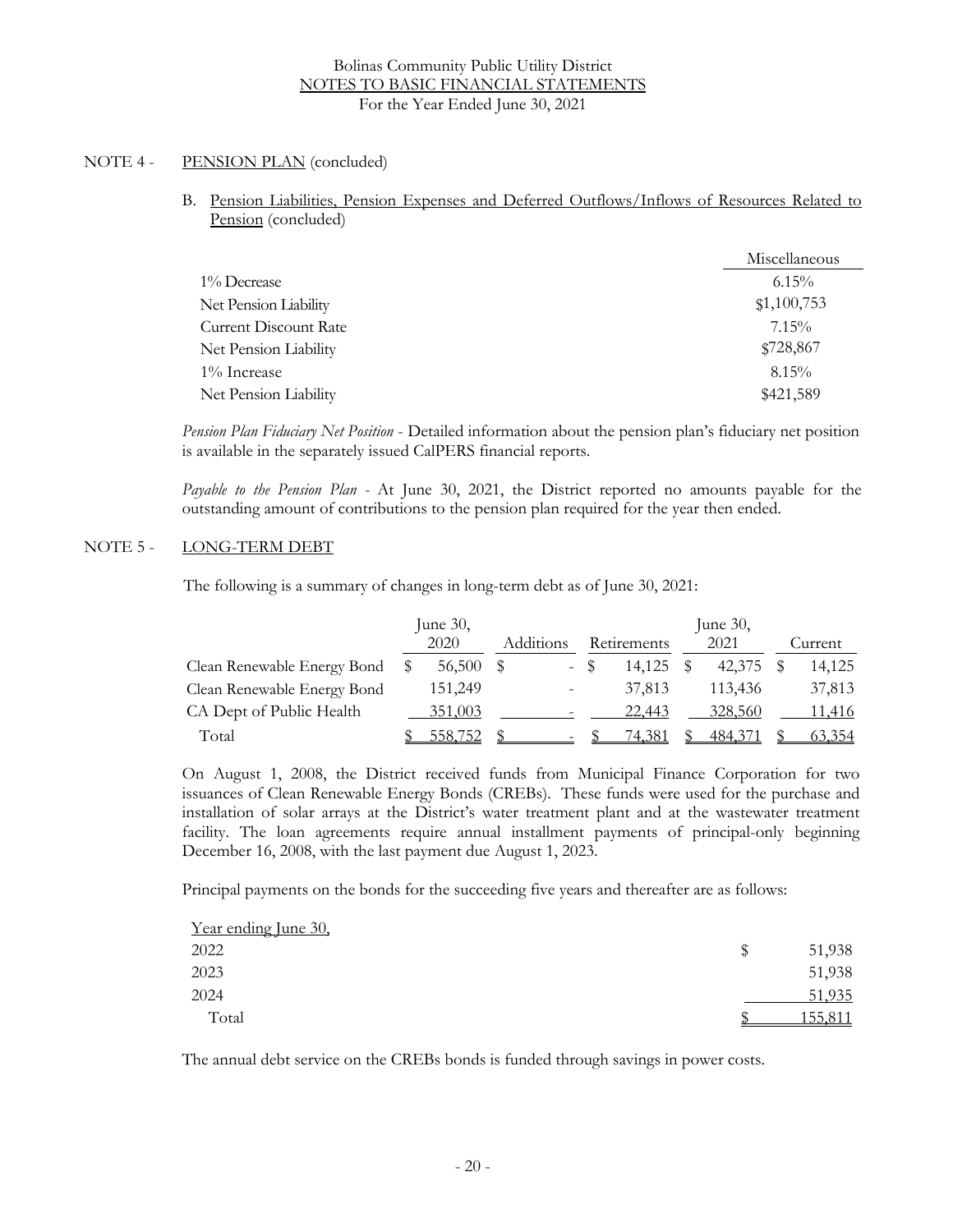Bolinas Community Public Utility District
NOTES TO BASIC FINANCIAL STATEMENTS
For the Year Ended June 30, 2021

## NOTE 4 - PENSION PLAN (concluded)

### B. Pension Liabilities, Pension Expenses and Deferred Outflows/Inflows of Resources Related to Pension (concluded)

| | Miscellaneous |
|---|---|
| 1% Decrease | 6.15% |
| Net Pension Liability | $1,100,753 |
| Current Discount Rate | 7.15% |
| Net Pension Liability | $728,867 |
| 1% Increase | 8.15% |
| Net Pension Liability | $421,589 |

*Pension Plan Fiduciary Net Position* - Detailed information about the pension plan's fiduciary net position is available in the separately issued CalPERS financial reports.

*Payable to the Pension Plan* - At June 30, 2021, the District reported no amounts payable for the outstanding amount of contributions to the pension plan required for the year then ended.

## NOTE 5 - LONG-TERM DEBT

The following is a summary of changes in long-term debt as of June 30, 2021:

| | June 30, 2020 | Additions | Retirements | June 30, 2021 | Current |
|---|---|---|---|---|---|
| Clean Renewable Energy Bond | $ 56,500 | $ - | $ 14,125 | $ 42,375 | $ 14,125 |
| Clean Renewable Energy Bond | 151,249 | - | 37,813 | 113,436 | 37,813 |
| CA Dept of Public Health | 351,003 | - | 22,443 | 328,560 | 11,416 |
| Total | $ 558,752 | $ - | $ 74,381 | $ 484,371 | $ 63,354 |

On August 1, 2008, the District received funds from Municipal Finance Corporation for two issuances of Clean Renewable Energy Bonds (CREBs). These funds were used for the purchase and installation of solar arrays at the District's water treatment plant and at the wastewater treatment facility. The loan agreements require annual installment payments of principal-only beginning December 16, 2008, with the last payment due August 1, 2023.

Principal payments on the bonds for the succeeding five years and thereafter are as follows:

| Year ending June 30, | |
|---|---|
| 2022 | $ 51,938 |
| 2023 | 51,938 |
| 2024 | 51,935 |
| Total | $ 155,811 |

The annual debt service on the CREBs bonds is funded through savings in power costs.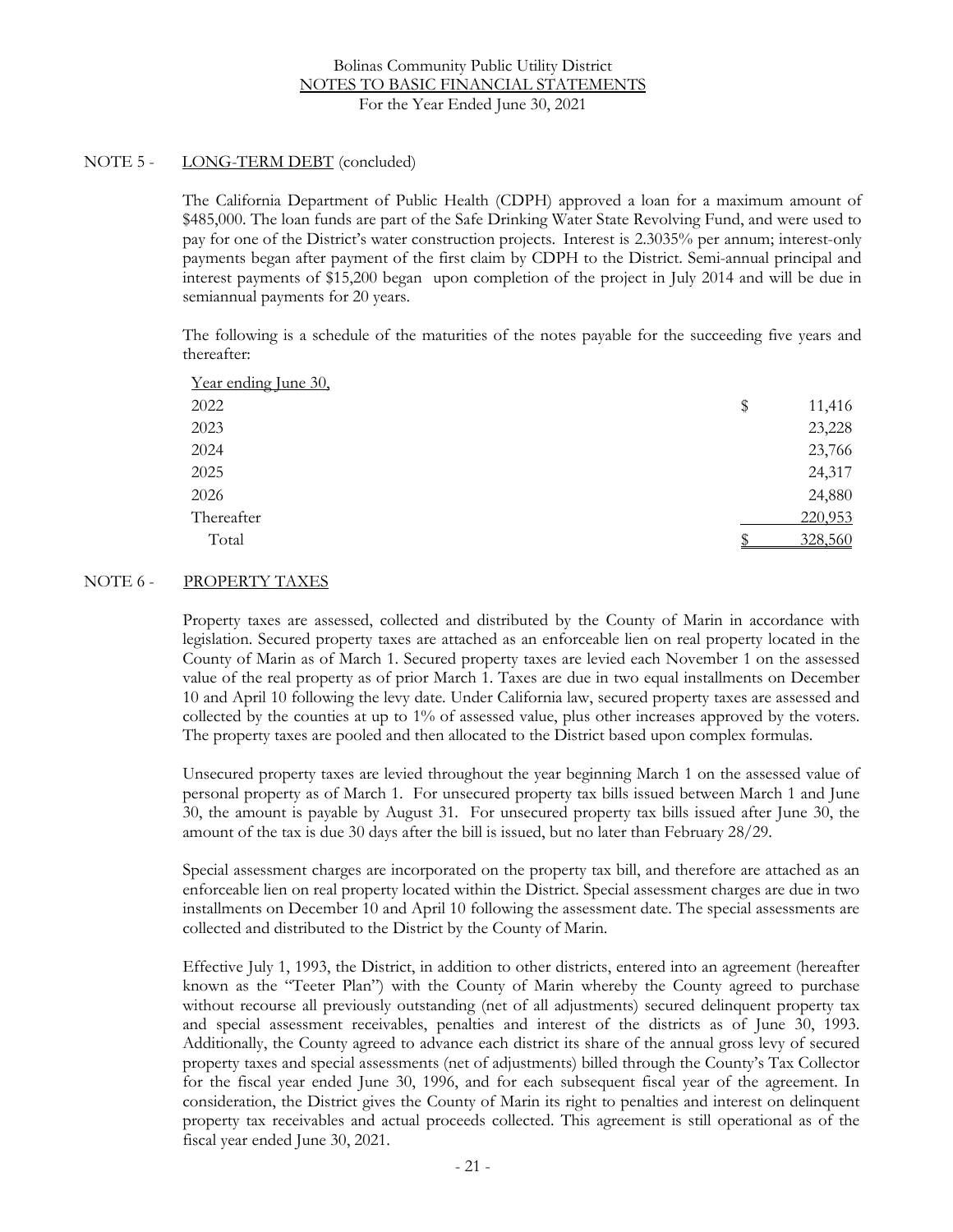## NOTE 5 - LONG-TERM DEBT (concluded)

The California Department of Public Health (CDPH) approved a loan for a maximum amount of \$485,000. The loan funds are part of the Safe Drinking Water State Revolving Fund, and were used to pay for one of the District's water construction projects. Interest is 2.3035% per annum; interest-only payments began after payment of the first claim by CDPH to the District. Semi-annual principal and interest payments of \$15,200 began upon completion of the project in July 2014 and will be due in semiannual payments for 20 years.

The following is a schedule of the maturities of the notes payable for the succeeding five years and thereafter:

| Year ending June 30, | |
|---|---|
| 2022 | $ 11,416 |
| 2023 | 23,228 |
| 2024 | 23,766 |
| 2025 | 24,317 |
| 2026 | 24,880 |
| Thereafter | 220,953 |
| Total | $ 328,560 |

## NOTE 6 - PROPERTY TAXES

Property taxes are assessed, collected and distributed by the County of Marin in accordance with legislation. Secured property taxes are attached as an enforceable lien on real property located in the County of Marin as of March 1. Secured property taxes are levied each November 1 on the assessed value of the real property as of prior March 1. Taxes are due in two equal installments on December 10 and April 10 following the levy date. Under California law, secured property taxes are assessed and collected by the counties at up to 1% of assessed value, plus other increases approved by the voters. The property taxes are pooled and then allocated to the District based upon complex formulas.

Unsecured property taxes are levied throughout the year beginning March 1 on the assessed value of personal property as of March 1. For unsecured property tax bills issued between March 1 and June 30, the amount is payable by August 31. For unsecured property tax bills issued after June 30, the amount of the tax is due 30 days after the bill is issued, but no later than February 28/29.

Special assessment charges are incorporated on the property tax bill, and therefore are attached as an enforceable lien on real property located within the District. Special assessment charges are due in two installments on December 10 and April 10 following the assessment date. The special assessments are collected and distributed to the District by the County of Marin.

Effective July 1, 1993, the District, in addition to other districts, entered into an agreement (hereafter known as the "Teeter Plan") with the County of Marin whereby the County agreed to purchase without recourse all previously outstanding (net of all adjustments) secured delinquent property tax and special assessment receivables, penalties and interest of the districts as of June 30, 1993. Additionally, the County agreed to advance each district its share of the annual gross levy of secured property taxes and special assessments (net of adjustments) billed through the County's Tax Collector for the fiscal year ended June 30, 1996, and for each subsequent fiscal year of the agreement. In consideration, the District gives the County of Marin its right to penalties and interest on delinquent property tax receivables and actual proceeds collected. This agreement is still operational as of the fiscal year ended June 30, 2021.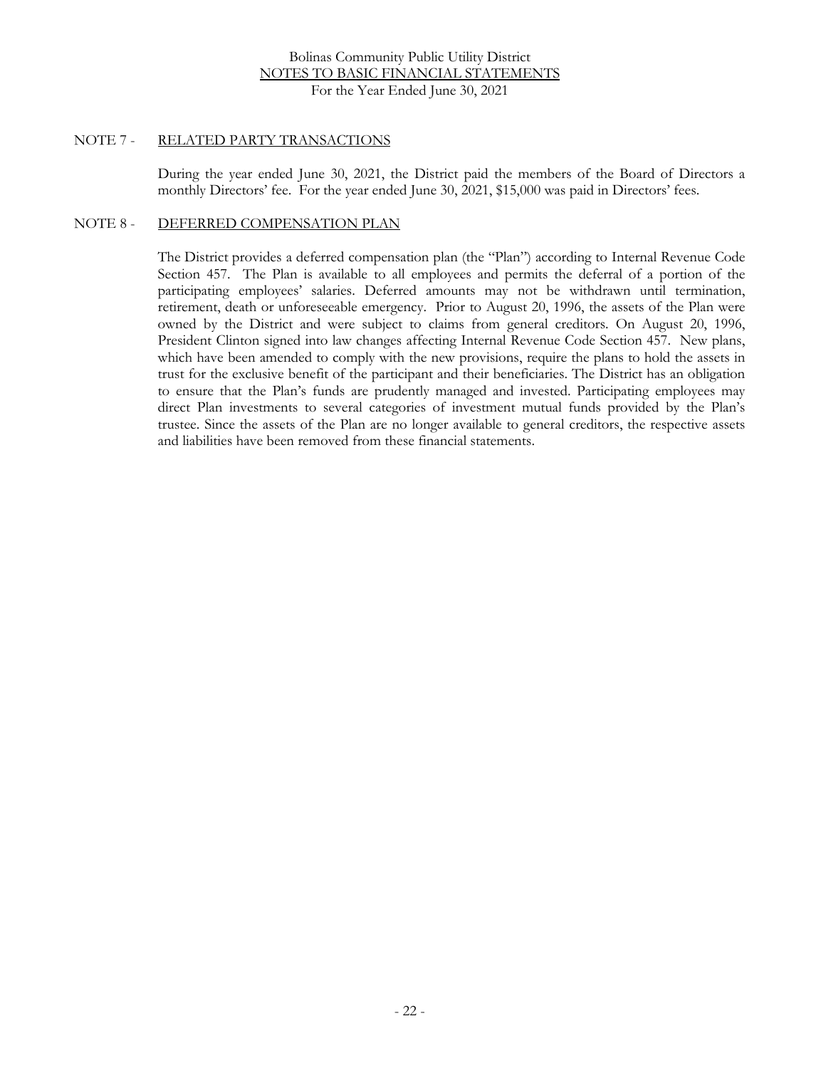## NOTE 7 - RELATED PARTY TRANSACTIONS

During the year ended June 30, 2021, the District paid the members of the Board of Directors a monthly Directors' fee. For the year ended June 30, 2021, $15,000 was paid in Directors' fees.

## NOTE 8 - DEFERRED COMPENSATION PLAN

The District provides a deferred compensation plan (the "Plan") according to Internal Revenue Code Section 457. The Plan is available to all employees and permits the deferral of a portion of the participating employees' salaries. Deferred amounts may not be withdrawn until termination, retirement, death or unforeseeable emergency. Prior to August 20, 1996, the assets of the Plan were owned by the District and were subject to claims from general creditors. On August 20, 1996, President Clinton signed into law changes affecting Internal Revenue Code Section 457. New plans, which have been amended to comply with the new provisions, require the plans to hold the assets in trust for the exclusive benefit of the participant and their beneficiaries. The District has an obligation to ensure that the Plan's funds are prudently managed and invested. Participating employees may direct Plan investments to several categories of investment mutual funds provided by the Plan's trustee. Since the assets of the Plan are no longer available to general creditors, the respective assets and liabilities have been removed from these financial statements.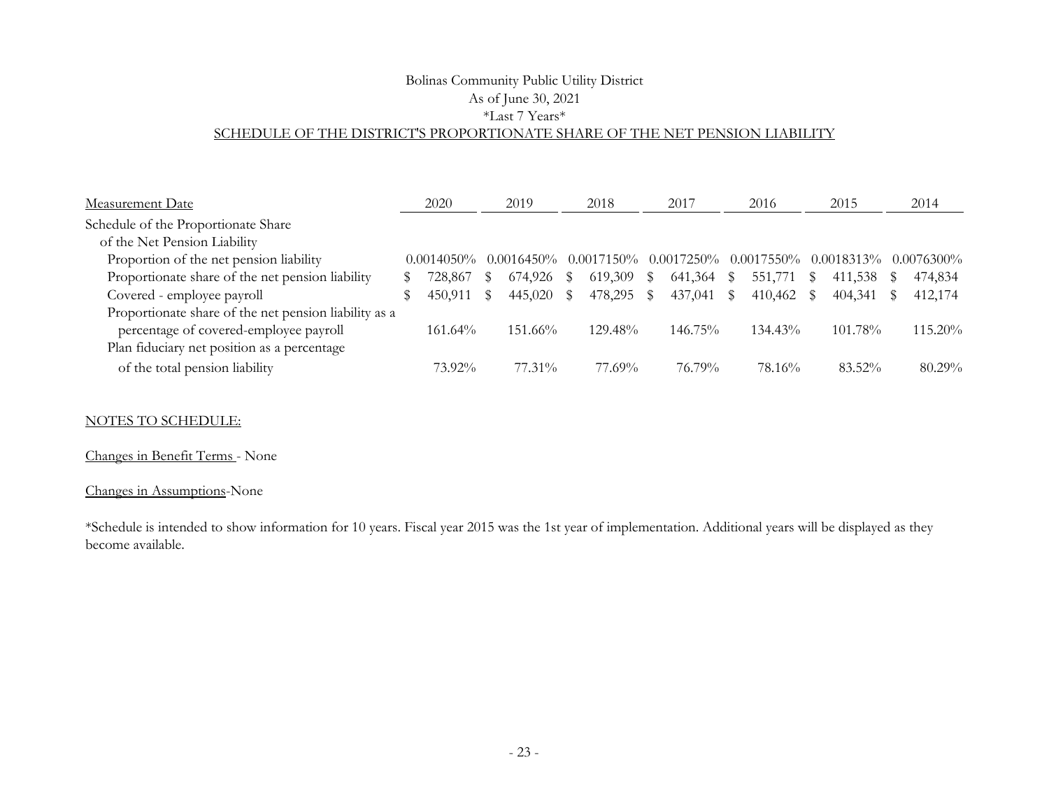Bolinas Community Public Utility District
As of June 30, 2021
*Last 7 Years*

## SCHEDULE OF THE DISTRICT'S PROPORTIONATE SHARE OF THE NET PENSION LIABILITY

| Measurement Date | 2020 | 2019 | 2018 | 2017 | 2016 | 2015 | 2014 |
|---|---|---|---|---|---|---|---|
| Schedule of the Proportionate Share of the Net Pension Liability | | | | | | | |
| Proportion of the net pension liability | 0.0014050% | 0.0016450% | 0.0017150% | 0.0017250% | 0.0017550% | 0.0018313% | 0.0076300% |
| Proportionate share of the net pension liability | $ 728,867 | $ 674,926 | $ 619,309 | $ 641,364 | $ 551,771 | $ 411,538 | $ 474,834 |
| Covered - employee payroll | $ 450,911 | $ 445,020 | $ 478,295 | $ 437,041 | $ 410,462 | $ 404,341 | $ 412,174 |
| Proportionate share of the net pension liability as a percentage of covered-employee payroll | 161.64% | 151.66% | 129.48% | 146.75% | 134.43% | 101.78% | 115.20% |
| Plan fiduciary net position as a percentage of the total pension liability | 73.92% | 77.31% | 77.69% | 76.79% | 78.16% | 83.52% | 80.29% |

NOTES TO SCHEDULE:

Changes in Benefit Terms - None

Changes in Assumptions-None

*Schedule is intended to show information for 10 years. Fiscal year 2015 was the 1st year of implementation. Additional years will be displayed as they become available.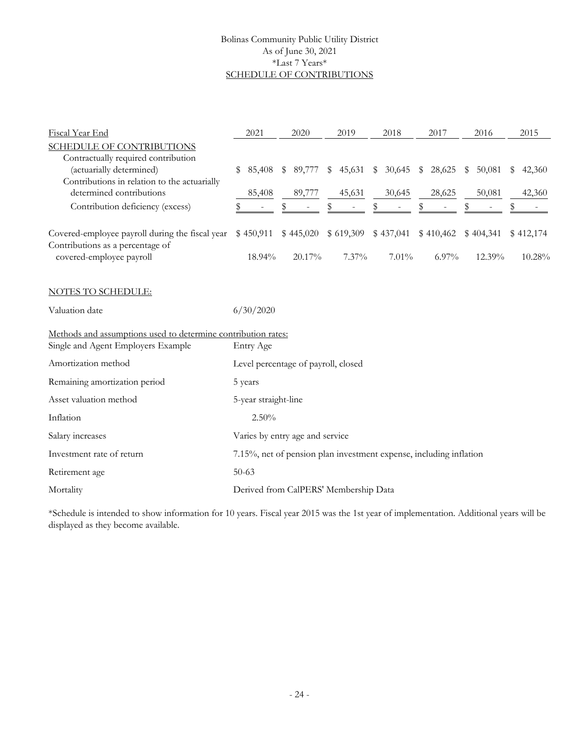Bolinas Community Public Utility District
As of June 30, 2021
*Last 7 Years*
SCHEDULE OF CONTRIBUTIONS

| Fiscal Year End | 2021 | 2020 | 2019 | 2018 | 2017 | 2016 | 2015 |
|---|---|---|---|---|---|---|---|
| SCHEDULE OF CONTRIBUTIONS | | | | | | | |
| Contractually required contribution (actuarially determined) | $ 85,408 | $ 89,777 | $ 45,631 | $ 30,645 | $ 28,625 | $ 50,081 | $ 42,360 |
| Contributions in relation to the actuarially determined contributions | 85,408 | 89,777 | 45,631 | 30,645 | 28,625 | 50,081 | 42,360 |
| Contribution deficiency (excess) | $ - | $ - | $ - | $ - | $ - | $ - | $ - |
| Covered-employee payroll during the fiscal year | $ 450,911 | $ 445,020 | $ 619,309 | $ 437,041 | $ 410,462 | $ 404,341 | $ 412,174 |
| Contributions as a percentage of covered-employee payroll | 18.94% | 20.17% | 7.37% | 7.01% | 6.97% | 12.39% | 10.28% |

NOTES TO SCHEDULE:

| | |
|---|---|
| Valuation date | 6/30/2020 |
| Methods and assumptions used to determine contribution rates: | |
| Single and Agent Employers Example | Entry Age |
| Amortization method | Level percentage of payroll, closed |
| Remaining amortization period | 5 years |
| Asset valuation method | 5-year straight-line |
| Inflation | 2.50% |
| Salary increases | Varies by entry age and service |
| Investment rate of return | 7.15%, net of pension plan investment expense, including inflation |
| Retirement age | 50-63 |
| Mortality | Derived from CalPERS' Membership Data |

*Schedule is intended to show information for 10 years. Fiscal year 2015 was the 1st year of implementation. Additional years will be displayed as they become available.